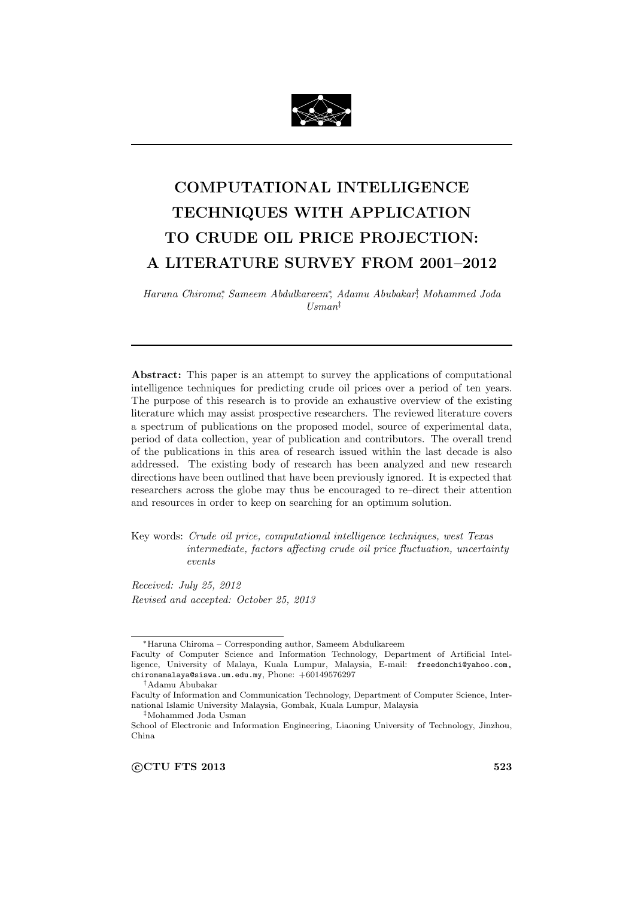# COMPUTATIONAL INTELLIGENCE TECHNIQUES WITH APPLICATION TO CRUDE OIL PRICE PROJECTION: A LITERATURE SURVEY FROM 2001–2012

*Haruna Chiroma*,[\*] *Sameem Abdulkareem*,[\*] *Adamu Abubakar*,[†] *Mohammed Joda Usman*[‡]

---

**Abstract:** This paper is an attempt to survey the applications of computational intelligence techniques for predicting crude oil prices over a period of ten years. The purpose of this research is to provide an exhaustive overview of the existing literature which may assist prospective researchers. The reviewed literature covers a spectrum of publications on the proposed model, source of experimental data, period of data collection, year of publication and contributors. The overall trend of the publications in this area of research issued within the last decade is also addressed. The existing body of research has been analyzed and new research directions have been outlined that have been previously ignored. It is expected that researchers across the globe may thus be encouraged to re–direct their attention and resources in order to keep on searching for an optimum solution.

Key words: *Crude oil price, computational intelligence techniques, west Texas intermediate, factors affecting crude oil price fluctuation, uncertainty events*

*Received: July 25, 2012*
*Revised and accepted: October 25, 2013*

---

[\*]Haruna Chiroma – Corresponding author, Sameem Abdulkareem
Faculty of Computer Science and Information Technology, Department of Artificial Intelligence, University of Malaya, Kuala Lumpur, Malaysia, E-mail: freedonchi@yahoo.com, chiromamalaya@siswa.um.edu.my, Phone: +60149576297

[†]Adamu Abubakar
Faculty of Information and Communication Technology, Department of Computer Science, International Islamic University Malaysia, Gombak, Kuala Lumpur, Malaysia

[‡]Mohammed Joda Usman
School of Electronic and Information Engineering, Liaoning University of Technology, Jinzhou, China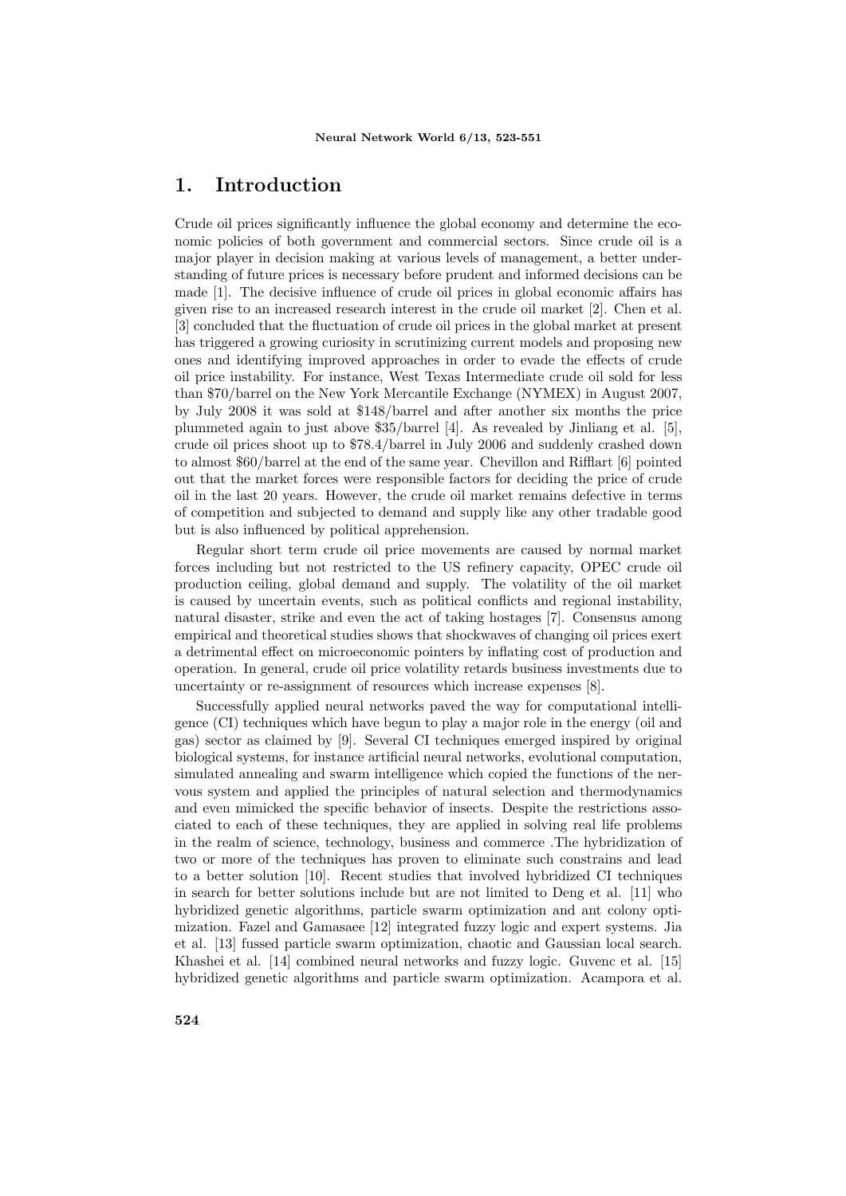# 1. Introduction

Crude oil prices significantly influence the global economy and determine the economic policies of both government and commercial sectors. Since crude oil is a major player in decision making at various levels of management, a better understanding of future prices is necessary before prudent and informed decisions can be made [1]. The decisive influence of crude oil prices in global economic affairs has given rise to an increased research interest in the crude oil market [2]. Chen et al. [3] concluded that the fluctuation of crude oil prices in the global market at present has triggered a growing curiosity in scrutinizing current models and proposing new ones and identifying improved approaches in order to evade the effects of crude oil price instability. For instance, West Texas Intermediate crude oil sold for less than $70/barrel on the New York Mercantile Exchange (NYMEX) in August 2007, by July 2008 it was sold at $148/barrel and after another six months the price plummeted again to just above $35/barrel [4]. As revealed by Jinliang et al. [5], crude oil prices shoot up to $78.4/barrel in July 2006 and suddenly crashed down to almost $60/barrel at the end of the same year. Chevillon and Rifflart [6] pointed out that the market forces were responsible factors for deciding the price of crude oil in the last 20 years. However, the crude oil market remains defective in terms of competition and subjected to demand and supply like any other tradable good but is also influenced by political apprehension.

Regular short term crude oil price movements are caused by normal market forces including but not restricted to the US refinery capacity, OPEC crude oil production ceiling, global demand and supply. The volatility of the oil market is caused by uncertain events, such as political conflicts and regional instability, natural disaster, strike and even the act of taking hostages [7]. Consensus among empirical and theoretical studies shows that shockwaves of changing oil prices exert a detrimental effect on microeconomic pointers by inflating cost of production and operation. In general, crude oil price volatility retards business investments due to uncertainty or re-assignment of resources which increase expenses [8].

Successfully applied neural networks paved the way for computational intelligence (CI) techniques which have begun to play a major role in the energy (oil and gas) sector as claimed by [9]. Several CI techniques emerged inspired by original biological systems, for instance artificial neural networks, evolutional computation, simulated annealing and swarm intelligence which copied the functions of the nervous system and applied the principles of natural selection and thermodynamics and even mimicked the specific behavior of insects. Despite the restrictions associated to each of these techniques, they are applied in solving real life problems in the realm of science, technology, business and commerce .The hybridization of two or more of the techniques has proven to eliminate such constrains and lead to a better solution [10]. Recent studies that involved hybridized CI techniques in search for better solutions include but are not limited to Deng et al. [11] who hybridized genetic algorithms, particle swarm optimization and ant colony optimization. Fazel and Gamasaee [12] integrated fuzzy logic and expert systems. Jia et al. [13] fussed particle swarm optimization, chaotic and Gaussian local search. Khashei et al. [14] combined neural networks and fuzzy logic. Guvenc et al. [15] hybridized genetic algorithms and particle swarm optimization. Acampora et al.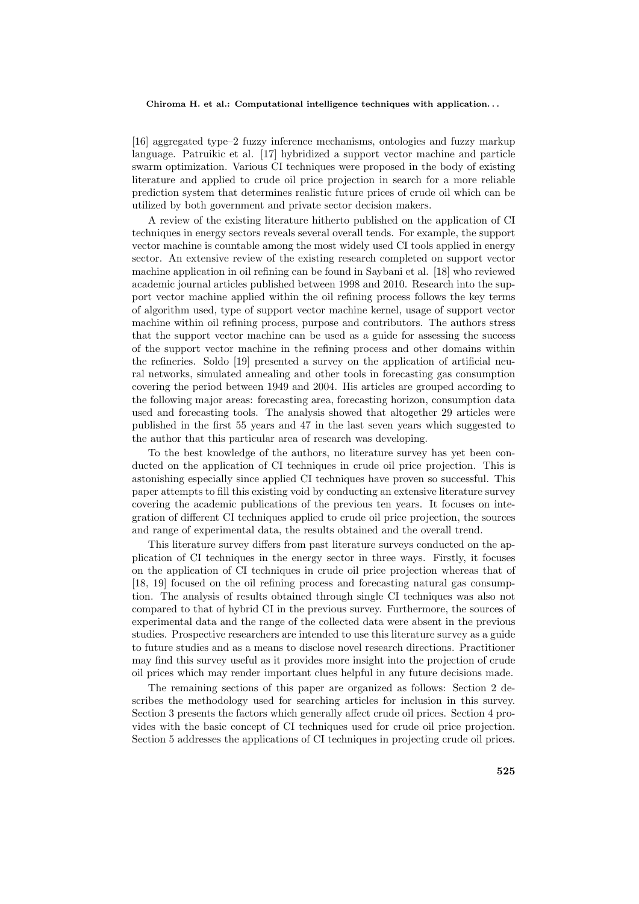[16] aggregated type–2 fuzzy inference mechanisms, ontologies and fuzzy markup language. Patruikic et al. [17] hybridized a support vector machine and particle swarm optimization. Various CI techniques were proposed in the body of existing literature and applied to crude oil price projection in search for a more reliable prediction system that determines realistic future prices of crude oil which can be utilized by both government and private sector decision makers.

A review of the existing literature hitherto published on the application of CI techniques in energy sectors reveals several overall tends. For example, the support vector machine is countable among the most widely used CI tools applied in energy sector. An extensive review of the existing research completed on support vector machine application in oil refining can be found in Saybani et al. [18] who reviewed academic journal articles published between 1998 and 2010. Research into the support vector machine applied within the oil refining process follows the key terms of algorithm used, type of support vector machine kernel, usage of support vector machine within oil refining process, purpose and contributors. The authors stress that the support vector machine can be used as a guide for assessing the success of the support vector machine in the refining process and other domains within the refineries. Soldo [19] presented a survey on the application of artificial neural networks, simulated annealing and other tools in forecasting gas consumption covering the period between 1949 and 2004. His articles are grouped according to the following major areas: forecasting area, forecasting horizon, consumption data used and forecasting tools. The analysis showed that altogether 29 articles were published in the first 55 years and 47 in the last seven years which suggested to the author that this particular area of research was developing.

To the best knowledge of the authors, no literature survey has yet been conducted on the application of CI techniques in crude oil price projection. This is astonishing especially since applied CI techniques have proven so successful. This paper attempts to fill this existing void by conducting an extensive literature survey covering the academic publications of the previous ten years. It focuses on integration of different CI techniques applied to crude oil price projection, the sources and range of experimental data, the results obtained and the overall trend.

This literature survey differs from past literature surveys conducted on the application of CI techniques in the energy sector in three ways. Firstly, it focuses on the application of CI techniques in crude oil price projection whereas that of [18, 19] focused on the oil refining process and forecasting natural gas consumption. The analysis of results obtained through single CI techniques was also not compared to that of hybrid CI in the previous survey. Furthermore, the sources of experimental data and the range of the collected data were absent in the previous studies. Prospective researchers are intended to use this literature survey as a guide to future studies and as a means to disclose novel research directions. Practitioner may find this survey useful as it provides more insight into the projection of crude oil prices which may render important clues helpful in any future decisions made.

The remaining sections of this paper are organized as follows: Section 2 describes the methodology used for searching articles for inclusion in this survey. Section 3 presents the factors which generally affect crude oil prices. Section 4 provides with the basic concept of CI techniques used for crude oil price projection. Section 5 addresses the applications of CI techniques in projecting crude oil prices.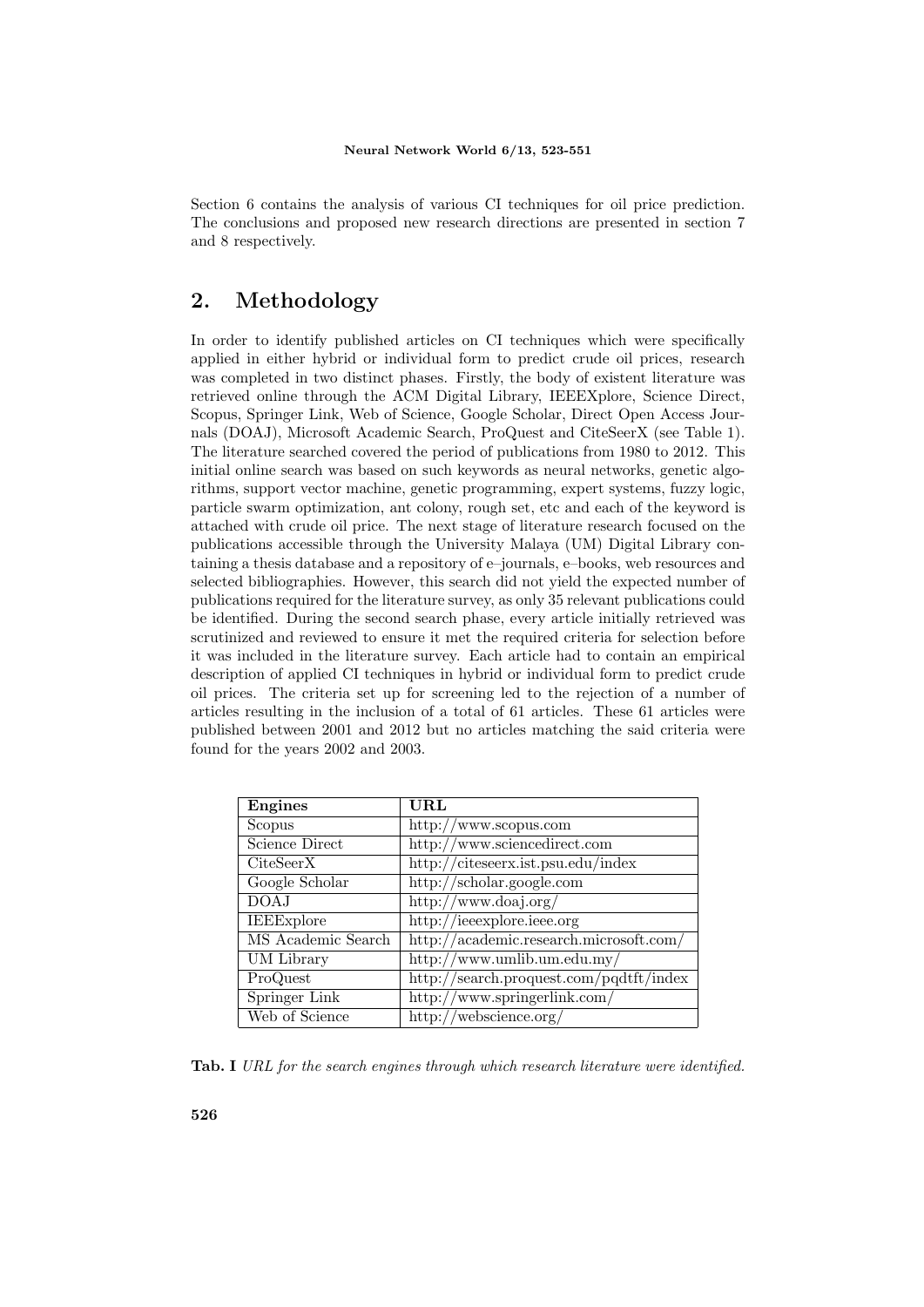Section 6 contains the analysis of various CI techniques for oil price prediction. The conclusions and proposed new research directions are presented in section 7 and 8 respectively.

## 2. Methodology

In order to identify published articles on CI techniques which were specifically applied in either hybrid or individual form to predict crude oil prices, research was completed in two distinct phases. Firstly, the body of existent literature was retrieved online through the ACM Digital Library, IEEEXplore, Science Direct, Scopus, Springer Link, Web of Science, Google Scholar, Direct Open Access Journals (DOAJ), Microsoft Academic Search, ProQuest and CiteSeerX (see Table 1). The literature searched covered the period of publications from 1980 to 2012. This initial online search was based on such keywords as neural networks, genetic algorithms, support vector machine, genetic programming, expert systems, fuzzy logic, particle swarm optimization, ant colony, rough set, etc and each of the keyword is attached with crude oil price. The next stage of literature research focused on the publications accessible through the University Malaya (UM) Digital Library containing a thesis database and a repository of e–journals, e–books, web resources and selected bibliographies. However, this search did not yield the expected number of publications required for the literature survey, as only 35 relevant publications could be identified. During the second search phase, every article initially retrieved was scrutinized and reviewed to ensure it met the required criteria for selection before it was included in the literature survey. Each article had to contain an empirical description of applied CI techniques in hybrid or individual form to predict crude oil prices. The criteria set up for screening led to the rejection of a number of articles resulting in the inclusion of a total of 61 articles. These 61 articles were published between 2001 and 2012 but no articles matching the said criteria were found for the years 2002 and 2003.

| Engines | URL |
|---|---|
| Scopus | http://www.scopus.com |
| Science Direct | http://www.sciencedirect.com |
| CiteSeerX | http://citeseerx.ist.psu.edu/index |
| Google Scholar | http://scholar.google.com |
| DOAJ | http://www.doaj.org/ |
| IEEExplore | http://ieeexplore.ieee.org |
| MS Academic Search | http://academic.research.microsoft.com/ |
| UM Library | http://www.umlib.um.edu.my/ |
| ProQuest | http://search.proquest.com/pqdtft/index |
| Springer Link | http://www.springerlink.com/ |
| Web of Science | http://webscience.org/ |

**Tab. I** *URL for the search engines through which research literature were identified.*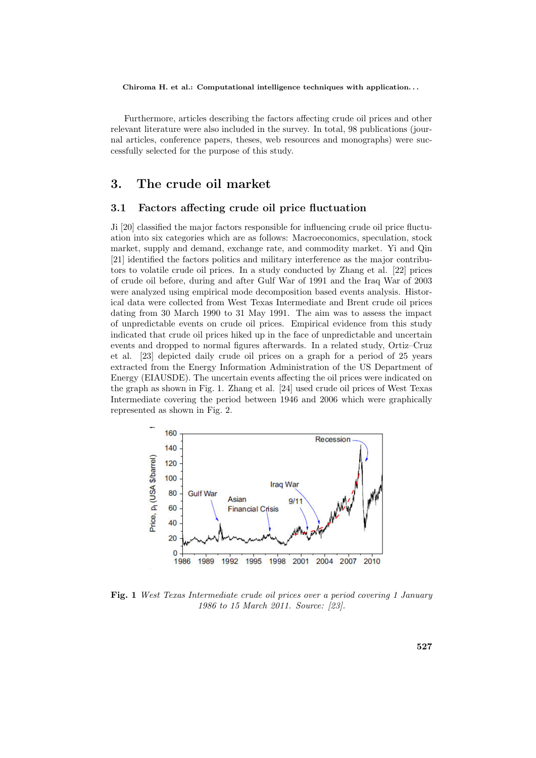Furthermore, articles describing the factors affecting crude oil prices and other relevant literature were also included in the survey. In total, 98 publications (journal articles, conference papers, theses, web resources and monographs) were successfully selected for the purpose of this study.

## 3. The crude oil market

### 3.1 Factors affecting crude oil price fluctuation

Ji [20] classified the major factors responsible for influencing crude oil price fluctuation into six categories which are as follows: Macroeconomics, speculation, stock market, supply and demand, exchange rate, and commodity market. Yi and Qin [21] identified the factors politics and military interference as the major contributors to volatile crude oil prices. In a study conducted by Zhang et al. [22] prices of crude oil before, during and after Gulf War of 1991 and the Iraq War of 2003 were analyzed using empirical mode decomposition based events analysis. Historical data were collected from West Texas Intermediate and Brent crude oil prices dating from 30 March 1990 to 31 May 1991. The aim was to assess the impact of unpredictable events on crude oil prices. Empirical evidence from this study indicated that crude oil prices hiked up in the face of unpredictable and uncertain events and dropped to normal figures afterwards. In a related study, Ortiz–Cruz et al. [23] depicted daily crude oil prices on a graph for a period of 25 years extracted from the Energy Information Administration of the US Department of Energy (EIAUSDE). The uncertain events affecting the oil prices were indicated on the graph as shown in Fig. 1. Zhang et al. [24] used crude oil prices of West Texas Intermediate covering the period between 1946 and 2006 which were graphically represented as shown in Fig. 2.

**Fig. 1** *West Texas Intermediate crude oil prices over a period covering 1 January 1986 to 15 March 2011. Source: [23].*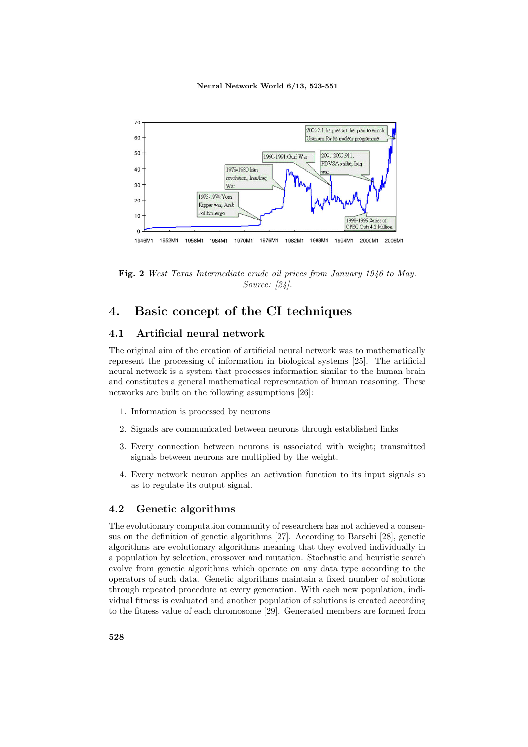**Fig. 2** *West Texas Intermediate crude oil prices from January 1946 to May. Source: [24].*

## 4. Basic concept of the CI techniques

### 4.1 Artificial neural network

The original aim of the creation of artificial neural network was to mathematically represent the processing of information in biological systems [25]. The artificial neural network is a system that processes information similar to the human brain and constitutes a general mathematical representation of human reasoning. These networks are built on the following assumptions [26]:

1. Information is processed by neurons
2. Signals are communicated between neurons through established links
3. Every connection between neurons is associated with weight; transmitted signals between neurons are multiplied by the weight.
4. Every network neuron applies an activation function to its input signals so as to regulate its output signal.

### 4.2 Genetic algorithms

The evolutionary computation community of researchers has not achieved a consensus on the definition of genetic algorithms [27]. According to Barschi [28], genetic algorithms are evolutionary algorithms meaning that they evolved individually in a population by selection, crossover and mutation. Stochastic and heuristic search evolve from genetic algorithms which operate on any data type according to the operators of such data. Genetic algorithms maintain a fixed number of solutions through repeated procedure at every generation. With each new population, individual fitness is evaluated and another population of solutions is created according to the fitness value of each chromosome [29]. Generated members are formed from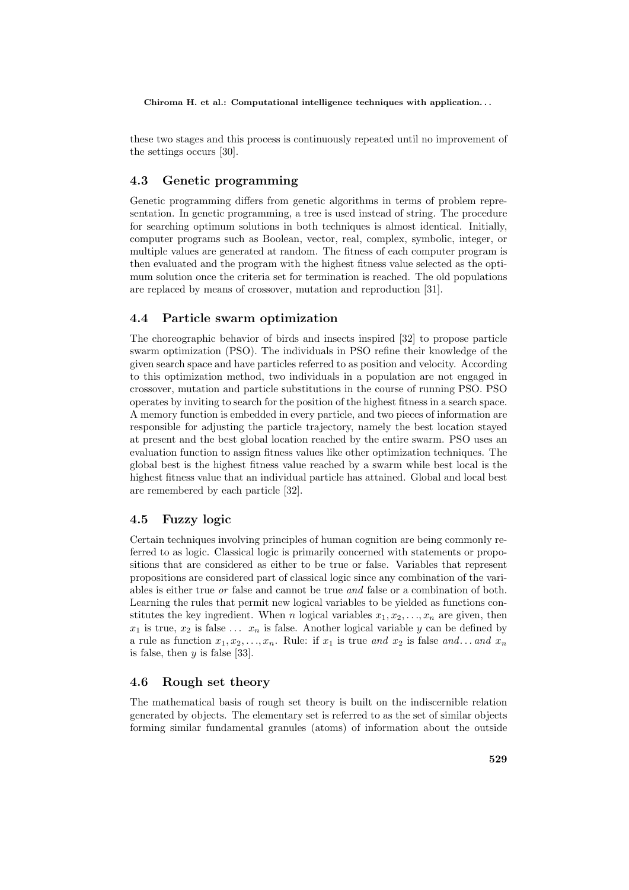these two stages and this process is continuously repeated until no improvement of the settings occurs [30].

### 4.3 Genetic programming

Genetic programming differs from genetic algorithms in terms of problem representation. In genetic programming, a tree is used instead of string. The procedure for searching optimum solutions in both techniques is almost identical. Initially, computer programs such as Boolean, vector, real, complex, symbolic, integer, or multiple values are generated at random. The fitness of each computer program is then evaluated and the program with the highest fitness value selected as the optimum solution once the criteria set for termination is reached. The old populations are replaced by means of crossover, mutation and reproduction [31].

### 4.4 Particle swarm optimization

The choreographic behavior of birds and insects inspired [32] to propose particle swarm optimization (PSO). The individuals in PSO refine their knowledge of the given search space and have particles referred to as position and velocity. According to this optimization method, two individuals in a population are not engaged in crossover, mutation and particle substitutions in the course of running PSO. PSO operates by inviting to search for the position of the highest fitness in a search space. A memory function is embedded in every particle, and two pieces of information are responsible for adjusting the particle trajectory, namely the best location stayed at present and the best global location reached by the entire swarm. PSO uses an evaluation function to assign fitness values like other optimization techniques. The global best is the highest fitness value reached by a swarm while best local is the highest fitness value that an individual particle has attained. Global and local best are remembered by each particle [32].

### 4.5 Fuzzy logic

Certain techniques involving principles of human cognition are being commonly referred to as logic. Classical logic is primarily concerned with statements or propositions that are considered as either to be true or false. Variables that represent propositions are considered part of classical logic since any combination of the variables is either true *or* false and cannot be true *and* false or a combination of both. Learning the rules that permit new logical variables to be yielded as functions constitutes the key ingredient. When $n$ logical variables $x_1, x_2, \ldots, x_n$ are given, then $x_1$ is true, $x_2$ is false $\ldots$ $x_n$ is false. Another logical variable $y$ can be defined by a rule as function $x_1, x_2, \ldots, x_n$. Rule: if $x_1$ is true *and* $x_2$ is false *and*... *and* $x_n$ is false, then $y$ is false [33].

### 4.6 Rough set theory

The mathematical basis of rough set theory is built on the indiscernible relation generated by objects. The elementary set is referred to as the set of similar objects forming similar fundamental granules (atoms) of information about the outside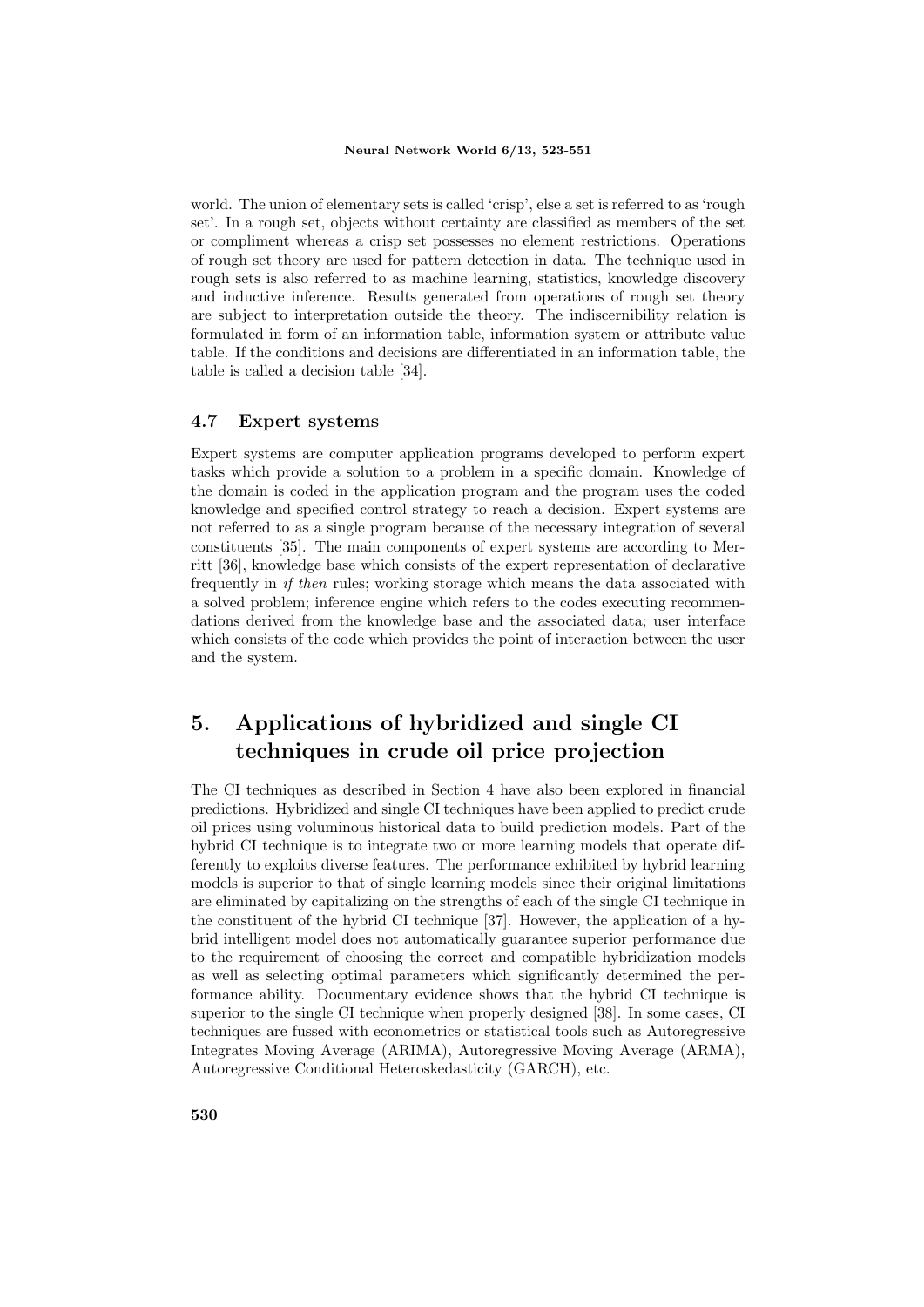world. The union of elementary sets is called 'crisp', else a set is referred to as 'rough set'. In a rough set, objects without certainty are classified as members of the set or compliment whereas a crisp set possesses no element restrictions. Operations of rough set theory are used for pattern detection in data. The technique used in rough sets is also referred to as machine learning, statistics, knowledge discovery and inductive inference. Results generated from operations of rough set theory are subject to interpretation outside the theory. The indiscernibility relation is formulated in form of an information table, information system or attribute value table. If the conditions and decisions are differentiated in an information table, the table is called a decision table [34].

### 4.7 Expert systems

Expert systems are computer application programs developed to perform expert tasks which provide a solution to a problem in a specific domain. Knowledge of the domain is coded in the application program and the program uses the coded knowledge and specified control strategy to reach a decision. Expert systems are not referred to as a single program because of the necessary integration of several constituents [35]. The main components of expert systems are according to Merritt [36], knowledge base which consists of the expert representation of declarative frequently in *if then* rules; working storage which means the data associated with a solved problem; inference engine which refers to the codes executing recommendations derived from the knowledge base and the associated data; user interface which consists of the code which provides the point of interaction between the user and the system.

## 5. Applications of hybridized and single CI techniques in crude oil price projection

The CI techniques as described in Section 4 have also been explored in financial predictions. Hybridized and single CI techniques have been applied to predict crude oil prices using voluminous historical data to build prediction models. Part of the hybrid CI technique is to integrate two or more learning models that operate differently to exploits diverse features. The performance exhibited by hybrid learning models is superior to that of single learning models since their original limitations are eliminated by capitalizing on the strengths of each of the single CI technique in the constituent of the hybrid CI technique [37]. However, the application of a hybrid intelligent model does not automatically guarantee superior performance due to the requirement of choosing the correct and compatible hybridization models as well as selecting optimal parameters which significantly determined the performance ability. Documentary evidence shows that the hybrid CI technique is superior to the single CI technique when properly designed [38]. In some cases, CI techniques are fussed with econometrics or statistical tools such as Autoregressive Integrates Moving Average (ARIMA), Autoregressive Moving Average (ARMA), Autoregressive Conditional Heteroskedasticity (GARCH), etc.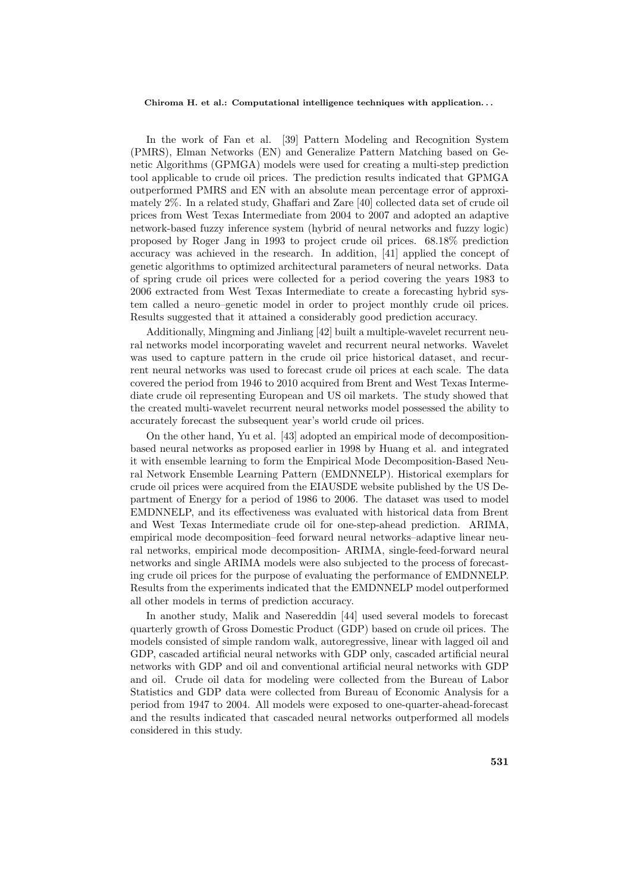In the work of Fan et al. [39] Pattern Modeling and Recognition System (PMRS), Elman Networks (EN) and Generalize Pattern Matching based on Genetic Algorithms (GPMGA) models were used for creating a multi-step prediction tool applicable to crude oil prices. The prediction results indicated that GPMGA outperformed PMRS and EN with an absolute mean percentage error of approximately 2%. In a related study, Ghaffari and Zare [40] collected data set of crude oil prices from West Texas Intermediate from 2004 to 2007 and adopted an adaptive network-based fuzzy inference system (hybrid of neural networks and fuzzy logic) proposed by Roger Jang in 1993 to project crude oil prices. 68.18% prediction accuracy was achieved in the research. In addition, [41] applied the concept of genetic algorithms to optimized architectural parameters of neural networks. Data of spring crude oil prices were collected for a period covering the years 1983 to 2006 extracted from West Texas Intermediate to create a forecasting hybrid system called a neuro–genetic model in order to project monthly crude oil prices. Results suggested that it attained a considerably good prediction accuracy.

Additionally, Mingming and Jinliang [42] built a multiple-wavelet recurrent neural networks model incorporating wavelet and recurrent neural networks. Wavelet was used to capture pattern in the crude oil price historical dataset, and recurrent neural networks was used to forecast crude oil prices at each scale. The data covered the period from 1946 to 2010 acquired from Brent and West Texas Intermediate crude oil representing European and US oil markets. The study showed that the created multi-wavelet recurrent neural networks model possessed the ability to accurately forecast the subsequent year's world crude oil prices.

On the other hand, Yu et al. [43] adopted an empirical mode of decomposition-based neural networks as proposed earlier in 1998 by Huang et al. and integrated it with ensemble learning to form the Empirical Mode Decomposition-Based Neural Network Ensemble Learning Pattern (EMDNNELP). Historical exemplars for crude oil prices were acquired from the EIAUSDE website published by the US Department of Energy for a period of 1986 to 2006. The dataset was used to model EMDNNELP, and its effectiveness was evaluated with historical data from Brent and West Texas Intermediate crude oil for one-step-ahead prediction. ARIMA, empirical mode decomposition–feed forward neural networks–adaptive linear neural networks, empirical mode decomposition- ARIMA, single-feed-forward neural networks and single ARIMA models were also subjected to the process of forecasting crude oil prices for the purpose of evaluating the performance of EMDNNELP. Results from the experiments indicated that the EMDNNELP model outperformed all other models in terms of prediction accuracy.

In another study, Malik and Nasereddin [44] used several models to forecast quarterly growth of Gross Domestic Product (GDP) based on crude oil prices. The models consisted of simple random walk, autoregressive, linear with lagged oil and GDP, cascaded artificial neural networks with GDP only, cascaded artificial neural networks with GDP and oil and conventional artificial neural networks with GDP and oil. Crude oil data for modeling were collected from the Bureau of Labor Statistics and GDP data were collected from Bureau of Economic Analysis for a period from 1947 to 2004. All models were exposed to one-quarter-ahead-forecast and the results indicated that cascaded neural networks outperformed all models considered in this study.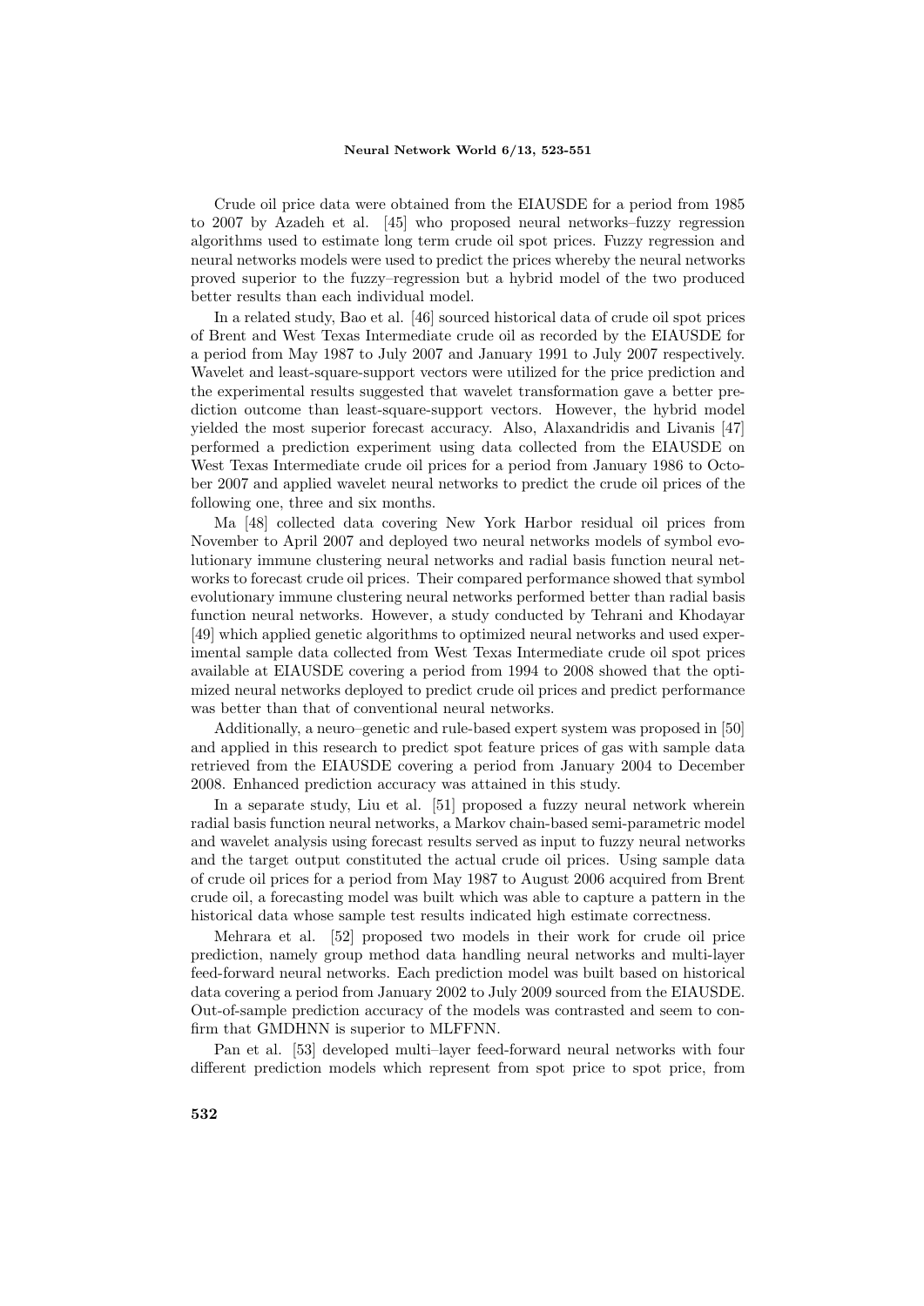Crude oil price data were obtained from the EIAUSDE for a period from 1985 to 2007 by Azadeh et al. [45] who proposed neural networks–fuzzy regression algorithms used to estimate long term crude oil spot prices. Fuzzy regression and neural networks models were used to predict the prices whereby the neural networks proved superior to the fuzzy–regression but a hybrid model of the two produced better results than each individual model.

In a related study, Bao et al. [46] sourced historical data of crude oil spot prices of Brent and West Texas Intermediate crude oil as recorded by the EIAUSDE for a period from May 1987 to July 2007 and January 1991 to July 2007 respectively. Wavelet and least-square-support vectors were utilized for the price prediction and the experimental results suggested that wavelet transformation gave a better prediction outcome than least-square-support vectors. However, the hybrid model yielded the most superior forecast accuracy. Also, Alaxandridis and Livanis [47] performed a prediction experiment using data collected from the EIAUSDE on West Texas Intermediate crude oil prices for a period from January 1986 to October 2007 and applied wavelet neural networks to predict the crude oil prices of the following one, three and six months.

Ma [48] collected data covering New York Harbor residual oil prices from November to April 2007 and deployed two neural networks models of symbol evolutionary immune clustering neural networks and radial basis function neural networks to forecast crude oil prices. Their compared performance showed that symbol evolutionary immune clustering neural networks performed better than radial basis function neural networks. However, a study conducted by Tehrani and Khodayar [49] which applied genetic algorithms to optimized neural networks and used experimental sample data collected from West Texas Intermediate crude oil spot prices available at EIAUSDE covering a period from 1994 to 2008 showed that the optimized neural networks deployed to predict crude oil prices and predict performance was better than that of conventional neural networks.

Additionally, a neuro–genetic and rule-based expert system was proposed in [50] and applied in this research to predict spot feature prices of gas with sample data retrieved from the EIAUSDE covering a period from January 2004 to December 2008. Enhanced prediction accuracy was attained in this study.

In a separate study, Liu et al. [51] proposed a fuzzy neural network wherein radial basis function neural networks, a Markov chain-based semi-parametric model and wavelet analysis using forecast results served as input to fuzzy neural networks and the target output constituted the actual crude oil prices. Using sample data of crude oil prices for a period from May 1987 to August 2006 acquired from Brent crude oil, a forecasting model was built which was able to capture a pattern in the historical data whose sample test results indicated high estimate correctness.

Mehrara et al. [52] proposed two models in their work for crude oil price prediction, namely group method data handling neural networks and multi-layer feed-forward neural networks. Each prediction model was built based on historical data covering a period from January 2002 to July 2009 sourced from the EIAUSDE. Out-of-sample prediction accuracy of the models was contrasted and seem to confirm that GMDHNN is superior to MLFFNN.

Pan et al. [53] developed multi–layer feed-forward neural networks with four different prediction models which represent from spot price to spot price, from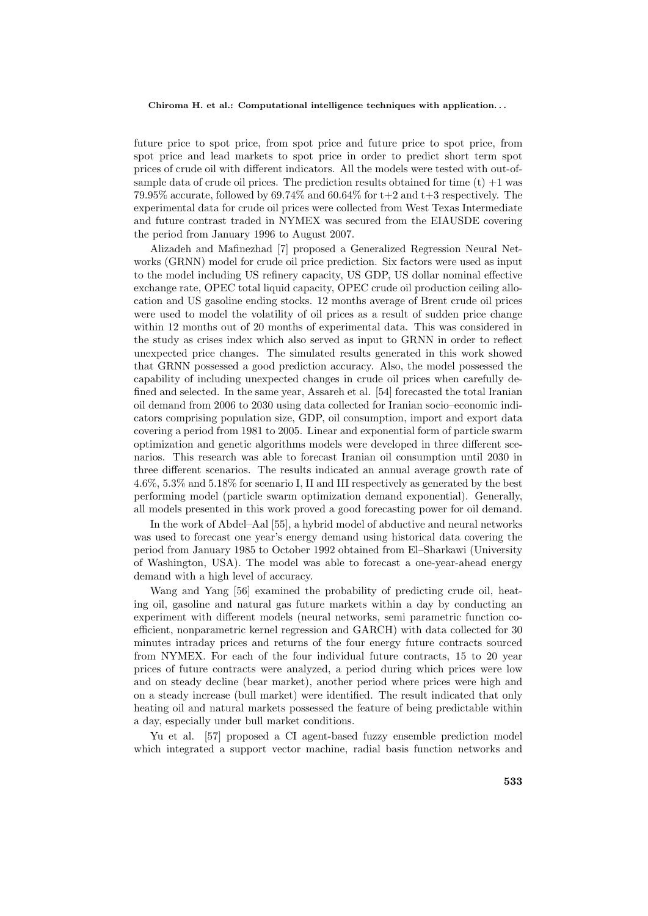future price to spot price, from spot price and future price to spot price, from spot price and lead markets to spot price in order to predict short term spot prices of crude oil with different indicators. All the models were tested with out-of-sample data of crude oil prices. The prediction results obtained for time (t) +1 was 79.95% accurate, followed by 69.74% and 60.64% for t+2 and t+3 respectively. The experimental data for crude oil prices were collected from West Texas Intermediate and future contrast traded in NYMEX was secured from the EIAUSDE covering the period from January 1996 to August 2007.

Alizadeh and Mafinezhad [7] proposed a Generalized Regression Neural Networks (GRNN) model for crude oil price prediction. Six factors were used as input to the model including US refinery capacity, US GDP, US dollar nominal effective exchange rate, OPEC total liquid capacity, OPEC crude oil production ceiling allocation and US gasoline ending stocks. 12 months average of Brent crude oil prices were used to model the volatility of oil prices as a result of sudden price change within 12 months out of 20 months of experimental data. This was considered in the study as crises index which also served as input to GRNN in order to reflect unexpected price changes. The simulated results generated in this work showed that GRNN possessed a good prediction accuracy. Also, the model possessed the capability of including unexpected changes in crude oil prices when carefully defined and selected. In the same year, Assareh et al. [54] forecasted the total Iranian oil demand from 2006 to 2030 using data collected for Iranian socio–economic indicators comprising population size, GDP, oil consumption, import and export data covering a period from 1981 to 2005. Linear and exponential form of particle swarm optimization and genetic algorithms models were developed in three different scenarios. This research was able to forecast Iranian oil consumption until 2030 in three different scenarios. The results indicated an annual average growth rate of 4.6%, 5.3% and 5.18% for scenario I, II and III respectively as generated by the best performing model (particle swarm optimization demand exponential). Generally, all models presented in this work proved a good forecasting power for oil demand.

In the work of Abdel–Aal [55], a hybrid model of abductive and neural networks was used to forecast one year's energy demand using historical data covering the period from January 1985 to October 1992 obtained from El–Sharkawi (University of Washington, USA). The model was able to forecast a one-year-ahead energy demand with a high level of accuracy.

Wang and Yang [56] examined the probability of predicting crude oil, heating oil, gasoline and natural gas future markets within a day by conducting an experiment with different models (neural networks, semi parametric function coefficient, nonparametric kernel regression and GARCH) with data collected for 30 minutes intraday prices and returns of the four energy future contracts sourced from NYMEX. For each of the four individual future contracts, 15 to 20 year prices of future contracts were analyzed, a period during which prices were low and on steady decline (bear market), another period where prices were high and on a steady increase (bull market) were identified. The result indicated that only heating oil and natural markets possessed the feature of being predictable within a day, especially under bull market conditions.

Yu et al. [57] proposed a CI agent-based fuzzy ensemble prediction model which integrated a support vector machine, radial basis function networks and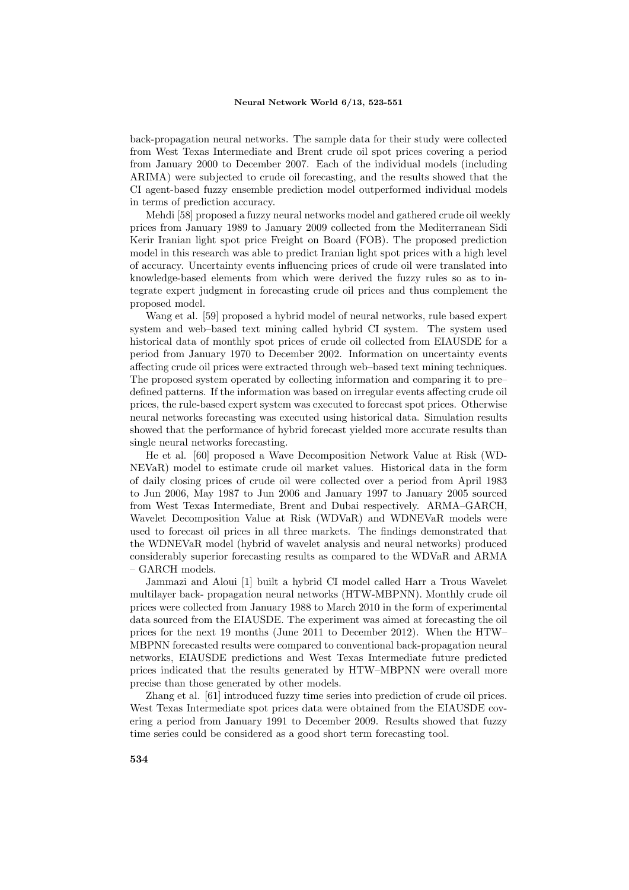back-propagation neural networks. The sample data for their study were collected from West Texas Intermediate and Brent crude oil spot prices covering a period from January 2000 to December 2007. Each of the individual models (including ARIMA) were subjected to crude oil forecasting, and the results showed that the CI agent-based fuzzy ensemble prediction model outperformed individual models in terms of prediction accuracy.

Mehdi [58] proposed a fuzzy neural networks model and gathered crude oil weekly prices from January 1989 to January 2009 collected from the Mediterranean Sidi Kerir Iranian light spot price Freight on Board (FOB). The proposed prediction model in this research was able to predict Iranian light spot prices with a high level of accuracy. Uncertainty events influencing prices of crude oil were translated into knowledge-based elements from which were derived the fuzzy rules so as to integrate expert judgment in forecasting crude oil prices and thus complement the proposed model.

Wang et al. [59] proposed a hybrid model of neural networks, rule based expert system and web–based text mining called hybrid CI system. The system used historical data of monthly spot prices of crude oil collected from EIAUSDE for a period from January 1970 to December 2002. Information on uncertainty events affecting crude oil prices were extracted through web–based text mining techniques. The proposed system operated by collecting information and comparing it to pre–defined patterns. If the information was based on irregular events affecting crude oil prices, the rule-based expert system was executed to forecast spot prices. Otherwise neural networks forecasting was executed using historical data. Simulation results showed that the performance of hybrid forecast yielded more accurate results than single neural networks forecasting.

He et al. [60] proposed a Wave Decomposition Network Value at Risk (WD-NEVaR) model to estimate crude oil market values. Historical data in the form of daily closing prices of crude oil were collected over a period from April 1983 to Jun 2006, May 1987 to Jun 2006 and January 1997 to January 2005 sourced from West Texas Intermediate, Brent and Dubai respectively. ARMA–GARCH, Wavelet Decomposition Value at Risk (WDVaR) and WDNEVaR models were used to forecast oil prices in all three markets. The findings demonstrated that the WDNEVaR model (hybrid of wavelet analysis and neural networks) produced considerably superior forecasting results as compared to the WDVaR and ARMA – GARCH models.

Jammazi and Aloui [1] built a hybrid CI model called Harr a Trous Wavelet multilayer back- propagation neural networks (HTW-MBPNN). Monthly crude oil prices were collected from January 1988 to March 2010 in the form of experimental data sourced from the EIAUSDE. The experiment was aimed at forecasting the oil prices for the next 19 months (June 2011 to December 2012). When the HTW–MBPNN forecasted results were compared to conventional back-propagation neural networks, EIAUSDE predictions and West Texas Intermediate future predicted prices indicated that the results generated by HTW–MBPNN were overall more precise than those generated by other models.

Zhang et al. [61] introduced fuzzy time series into prediction of crude oil prices. West Texas Intermediate spot prices data were obtained from the EIAUSDE covering a period from January 1991 to December 2009. Results showed that fuzzy time series could be considered as a good short term forecasting tool.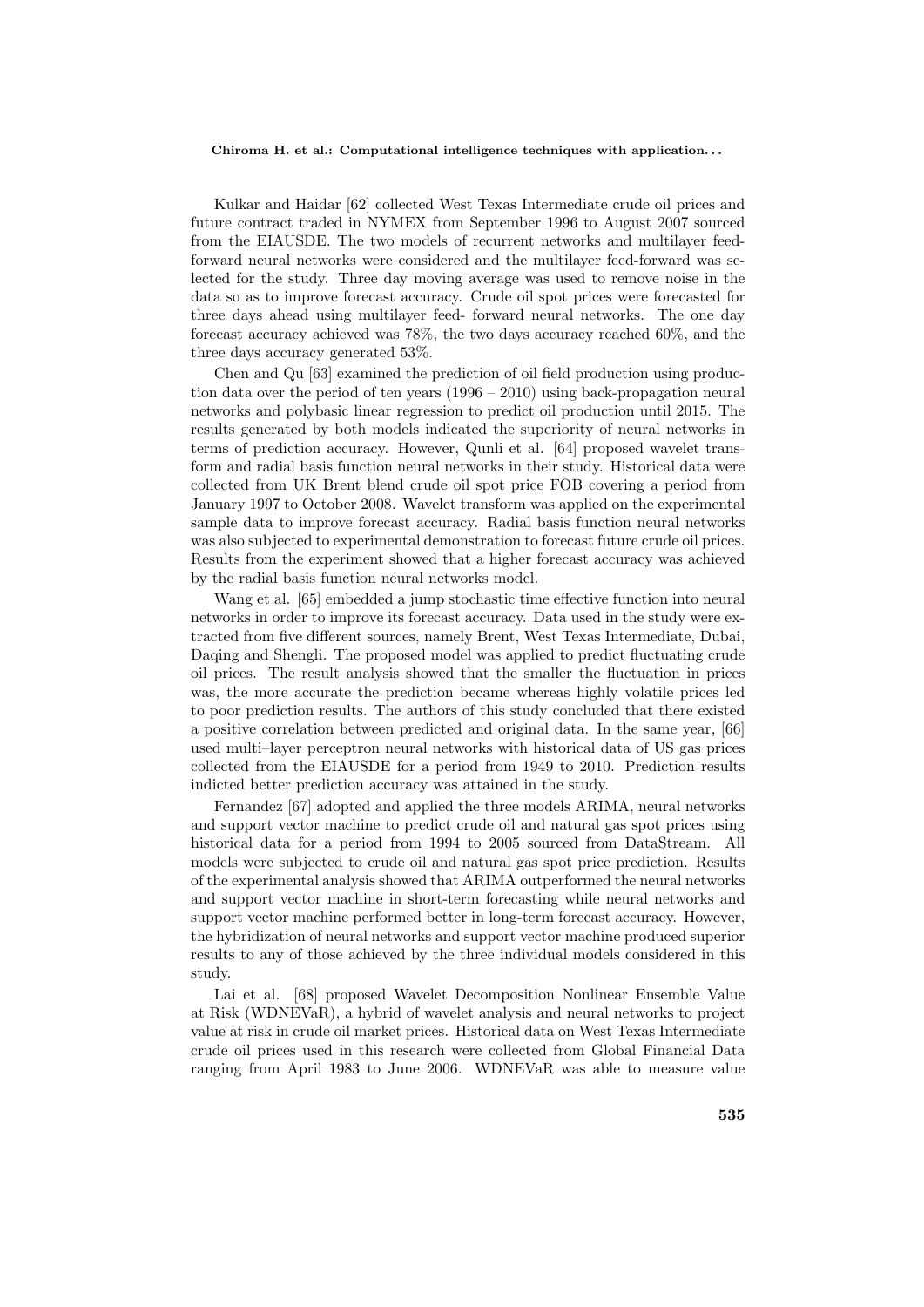Kulkar and Haidar [62] collected West Texas Intermediate crude oil prices and future contract traded in NYMEX from September 1996 to August 2007 sourced from the EIAUSDE. The two models of recurrent networks and multilayer feed-forward neural networks were considered and the multilayer feed-forward was selected for the study. Three day moving average was used to remove noise in the data so as to improve forecast accuracy. Crude oil spot prices were forecasted for three days ahead using multilayer feed- forward neural networks. The one day forecast accuracy achieved was 78%, the two days accuracy reached 60%, and the three days accuracy generated 53%.

Chen and Qu [63] examined the prediction of oil field production using production data over the period of ten years (1996 – 2010) using back-propagation neural networks and polybasic linear regression to predict oil production until 2015. The results generated by both models indicated the superiority of neural networks in terms of prediction accuracy. However, Qunli et al. [64] proposed wavelet transform and radial basis function neural networks in their study. Historical data were collected from UK Brent blend crude oil spot price FOB covering a period from January 1997 to October 2008. Wavelet transform was applied on the experimental sample data to improve forecast accuracy. Radial basis function neural networks was also subjected to experimental demonstration to forecast future crude oil prices. Results from the experiment showed that a higher forecast accuracy was achieved by the radial basis function neural networks model.

Wang et al. [65] embedded a jump stochastic time effective function into neural networks in order to improve its forecast accuracy. Data used in the study were extracted from five different sources, namely Brent, West Texas Intermediate, Dubai, Daqing and Shengli. The proposed model was applied to predict fluctuating crude oil prices. The result analysis showed that the smaller the fluctuation in prices was, the more accurate the prediction became whereas highly volatile prices led to poor prediction results. The authors of this study concluded that there existed a positive correlation between predicted and original data. In the same year, [66] used multi–layer perceptron neural networks with historical data of US gas prices collected from the EIAUSDE for a period from 1949 to 2010. Prediction results indicted better prediction accuracy was attained in the study.

Fernandez [67] adopted and applied the three models ARIMA, neural networks and support vector machine to predict crude oil and natural gas spot prices using historical data for a period from 1994 to 2005 sourced from DataStream. All models were subjected to crude oil and natural gas spot price prediction. Results of the experimental analysis showed that ARIMA outperformed the neural networks and support vector machine in short-term forecasting while neural networks and support vector machine performed better in long-term forecast accuracy. However, the hybridization of neural networks and support vector machine produced superior results to any of those achieved by the three individual models considered in this study.

Lai et al. [68] proposed Wavelet Decomposition Nonlinear Ensemble Value at Risk (WDNEVaR), a hybrid of wavelet analysis and neural networks to project value at risk in crude oil market prices. Historical data on West Texas Intermediate crude oil prices used in this research were collected from Global Financial Data ranging from April 1983 to June 2006. WDNEVaR was able to measure value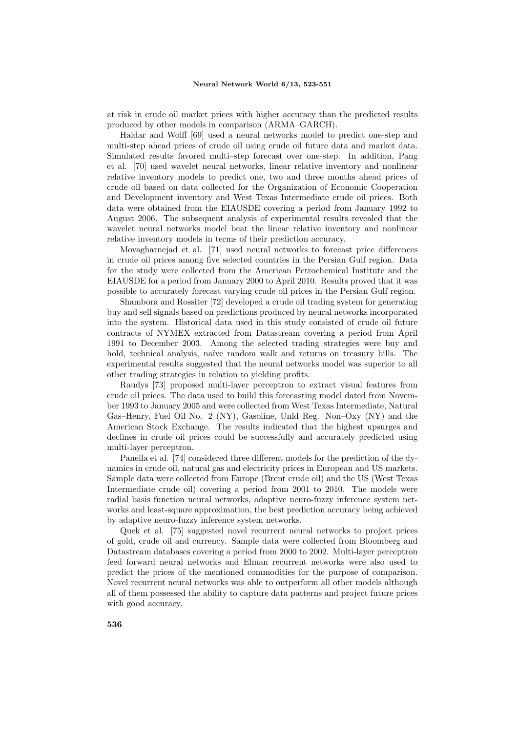at risk in crude oil market prices with higher accuracy than the predicted results produced by other models in comparison (ARMA–GARCH).

Haidar and Wolff [69] used a neural networks model to predict one-step and multi-step ahead prices of crude oil using crude oil future data and market data. Simulated results favored multi–step forecast over one-step. In addition, Pang et al. [70] used wavelet neural networks, linear relative inventory and nonlinear relative inventory models to predict one, two and three months ahead prices of crude oil based on data collected for the Organization of Economic Cooperation and Development inventory and West Texas Intermediate crude oil prices. Both data were obtained from the EIAUSDE covering a period from January 1992 to August 2006. The subsequent analysis of experimental results revealed that the wavelet neural networks model beat the linear relative inventory and nonlinear relative inventory models in terms of their prediction accuracy.

Movagharnejad et al. [71] used neural networks to forecast price differences in crude oil prices among five selected countries in the Persian Gulf region. Data for the study were collected from the American Petrochemical Institute and the EIAUSDE for a period from January 2000 to April 2010. Results proved that it was possible to accurately forecast varying crude oil prices in the Persian Gulf region.

Shambora and Rossiter [72] developed a crude oil trading system for generating buy and sell signals based on predictions produced by neural networks incorporated into the system. Historical data used in this study consisted of crude oil future contracts of NYMEX extracted from Datastream covering a period from April 1991 to December 2003. Among the selected trading strategies were buy and hold, technical analysis, naïve random walk and returns on treasury bills. The experimental results suggested that the neural networks model was superior to all other trading strategies in relation to yielding profits.

Raudys [73] proposed multi-layer perceptron to extract visual features from crude oil prices. The data used to build this forecasting model dated from November 1993 to January 2005 and were collected from West Texas Intermediate, Natural Gas–Henry, Fuel Oil No. 2 (NY), Gasoline, Unld Reg. Non–Oxy (NY) and the American Stock Exchange. The results indicated that the highest upsurges and declines in crude oil prices could be successfully and accurately predicted using multi-layer perceptron.

Panella et al. [74] considered three different models for the prediction of the dynamics in crude oil, natural gas and electricity prices in European and US markets. Sample data were collected from Europe (Brent crude oil) and the US (West Texas Intermediate crude oil) covering a period from 2001 to 2010. The models were radial basis function neural networks, adaptive neuro-fuzzy inference system networks and least-square approximation, the best prediction accuracy being achieved by adaptive neuro-fuzzy inference system networks.

Quek et al. [75] suggested novel recurrent neural networks to project prices of gold, crude oil and currency. Sample data were collected from Bloomberg and Datastream databases covering a period from 2000 to 2002. Multi-layer perceptron feed forward neural networks and Elman recurrent networks were also used to predict the prices of the mentioned commodities for the purpose of comparison. Novel recurrent neural networks was able to outperform all other models although all of them possessed the ability to capture data patterns and project future prices with good accuracy.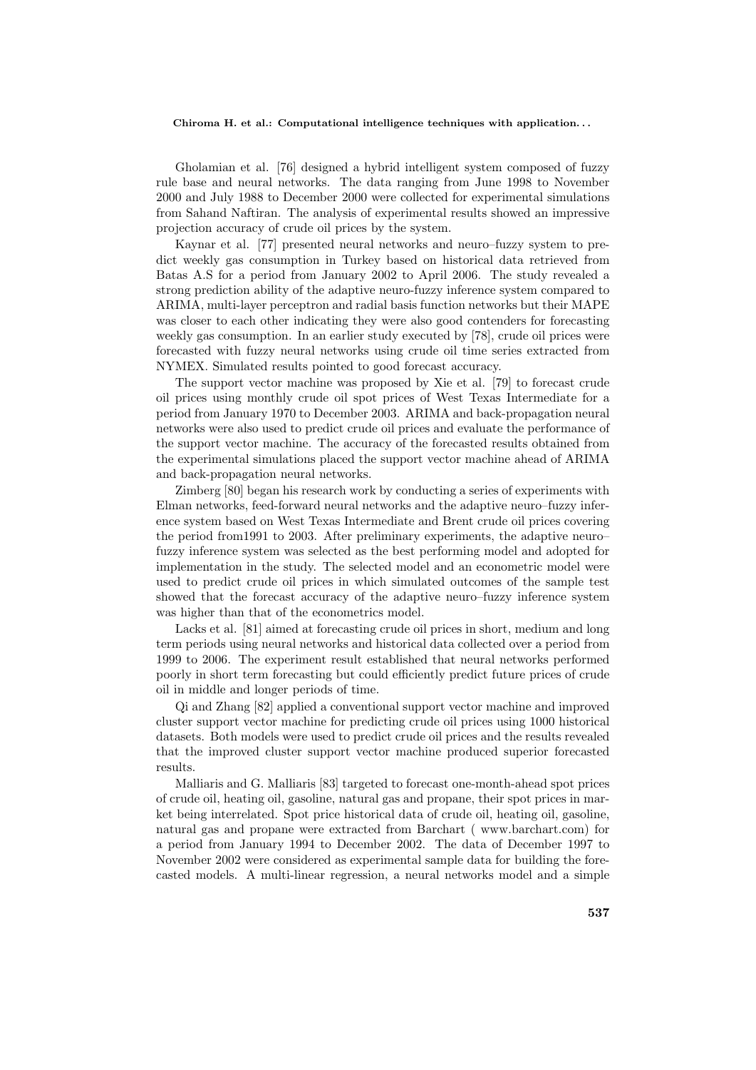Gholamian et al. [76] designed a hybrid intelligent system composed of fuzzy rule base and neural networks. The data ranging from June 1998 to November 2000 and July 1988 to December 2000 were collected for experimental simulations from Sahand Naftiran. The analysis of experimental results showed an impressive projection accuracy of crude oil prices by the system.

Kaynar et al. [77] presented neural networks and neuro–fuzzy system to predict weekly gas consumption in Turkey based on historical data retrieved from Batas A.S for a period from January 2002 to April 2006. The study revealed a strong prediction ability of the adaptive neuro-fuzzy inference system compared to ARIMA, multi-layer perceptron and radial basis function networks but their MAPE was closer to each other indicating they were also good contenders for forecasting weekly gas consumption. In an earlier study executed by [78], crude oil prices were forecasted with fuzzy neural networks using crude oil time series extracted from NYMEX. Simulated results pointed to good forecast accuracy.

The support vector machine was proposed by Xie et al. [79] to forecast crude oil prices using monthly crude oil spot prices of West Texas Intermediate for a period from January 1970 to December 2003. ARIMA and back-propagation neural networks were also used to predict crude oil prices and evaluate the performance of the support vector machine. The accuracy of the forecasted results obtained from the experimental simulations placed the support vector machine ahead of ARIMA and back-propagation neural networks.

Zimberg [80] began his research work by conducting a series of experiments with Elman networks, feed-forward neural networks and the adaptive neuro–fuzzy inference system based on West Texas Intermediate and Brent crude oil prices covering the period from1991 to 2003. After preliminary experiments, the adaptive neuro–fuzzy inference system was selected as the best performing model and adopted for implementation in the study. The selected model and an econometric model were used to predict crude oil prices in which simulated outcomes of the sample test showed that the forecast accuracy of the adaptive neuro–fuzzy inference system was higher than that of the econometrics model.

Lacks et al. [81] aimed at forecasting crude oil prices in short, medium and long term periods using neural networks and historical data collected over a period from 1999 to 2006. The experiment result established that neural networks performed poorly in short term forecasting but could efficiently predict future prices of crude oil in middle and longer periods of time.

Qi and Zhang [82] applied a conventional support vector machine and improved cluster support vector machine for predicting crude oil prices using 1000 historical datasets. Both models were used to predict crude oil prices and the results revealed that the improved cluster support vector machine produced superior forecasted results.

Malliaris and G. Malliaris [83] targeted to forecast one-month-ahead spot prices of crude oil, heating oil, gasoline, natural gas and propane, their spot prices in market being interrelated. Spot price historical data of crude oil, heating oil, gasoline, natural gas and propane were extracted from Barchart ( www.barchart.com) for a period from January 1994 to December 2002. The data of December 1997 to November 2002 were considered as experimental sample data for building the forecasted models. A multi-linear regression, a neural networks model and a simple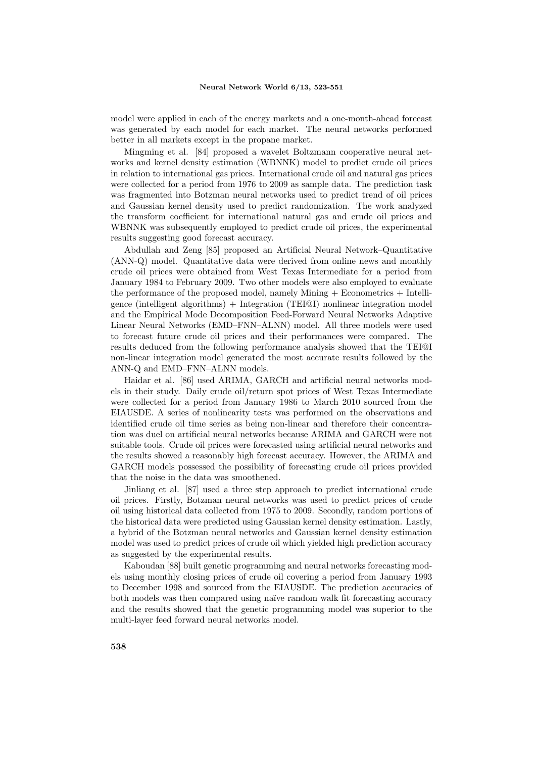model were applied in each of the energy markets and a one-month-ahead forecast was generated by each model for each market. The neural networks performed better in all markets except in the propane market.

Mingming et al. [84] proposed a wavelet Boltzmann cooperative neural networks and kernel density estimation (WBNNK) model to predict crude oil prices in relation to international gas prices. International crude oil and natural gas prices were collected for a period from 1976 to 2009 as sample data. The prediction task was fragmented into Botzman neural networks used to predict trend of oil prices and Gaussian kernel density used to predict randomization. The work analyzed the transform coefficient for international natural gas and crude oil prices and WBNNK was subsequently employed to predict crude oil prices, the experimental results suggesting good forecast accuracy.

Abdullah and Zeng [85] proposed an Artificial Neural Network–Quantitative (ANN-Q) model. Quantitative data were derived from online news and monthly crude oil prices were obtained from West Texas Intermediate for a period from January 1984 to February 2009. Two other models were also employed to evaluate the performance of the proposed model, namely Mining + Econometrics + Intelligence (intelligent algorithms) + Integration (TEI@I) nonlinear integration model and the Empirical Mode Decomposition Feed-Forward Neural Networks Adaptive Linear Neural Networks (EMD–FNN–ALNN) model. All three models were used to forecast future crude oil prices and their performances were compared. The results deduced from the following performance analysis showed that the TEI@I non-linear integration model generated the most accurate results followed by the ANN-Q and EMD–FNN–ALNN models.

Haidar et al. [86] used ARIMA, GARCH and artificial neural networks models in their study. Daily crude oil/return spot prices of West Texas Intermediate were collected for a period from January 1986 to March 2010 sourced from the EIAUSDE. A series of nonlinearity tests was performed on the observations and identified crude oil time series as being non-linear and therefore their concentration was duel on artificial neural networks because ARIMA and GARCH were not suitable tools. Crude oil prices were forecasted using artificial neural networks and the results showed a reasonably high forecast accuracy. However, the ARIMA and GARCH models possessed the possibility of forecasting crude oil prices provided that the noise in the data was smoothened.

Jinliang et al. [87] used a three step approach to predict international crude oil prices. Firstly, Botzman neural networks was used to predict prices of crude oil using historical data collected from 1975 to 2009. Secondly, random portions of the historical data were predicted using Gaussian kernel density estimation. Lastly, a hybrid of the Botzman neural networks and Gaussian kernel density estimation model was used to predict prices of crude oil which yielded high prediction accuracy as suggested by the experimental results.

Kaboudan [88] built genetic programming and neural networks forecasting models using monthly closing prices of crude oil covering a period from January 1993 to December 1998 and sourced from the EIAUSDE. The prediction accuracies of both models was then compared using naïve random walk fit forecasting accuracy and the results showed that the genetic programming model was superior to the multi-layer feed forward neural networks model.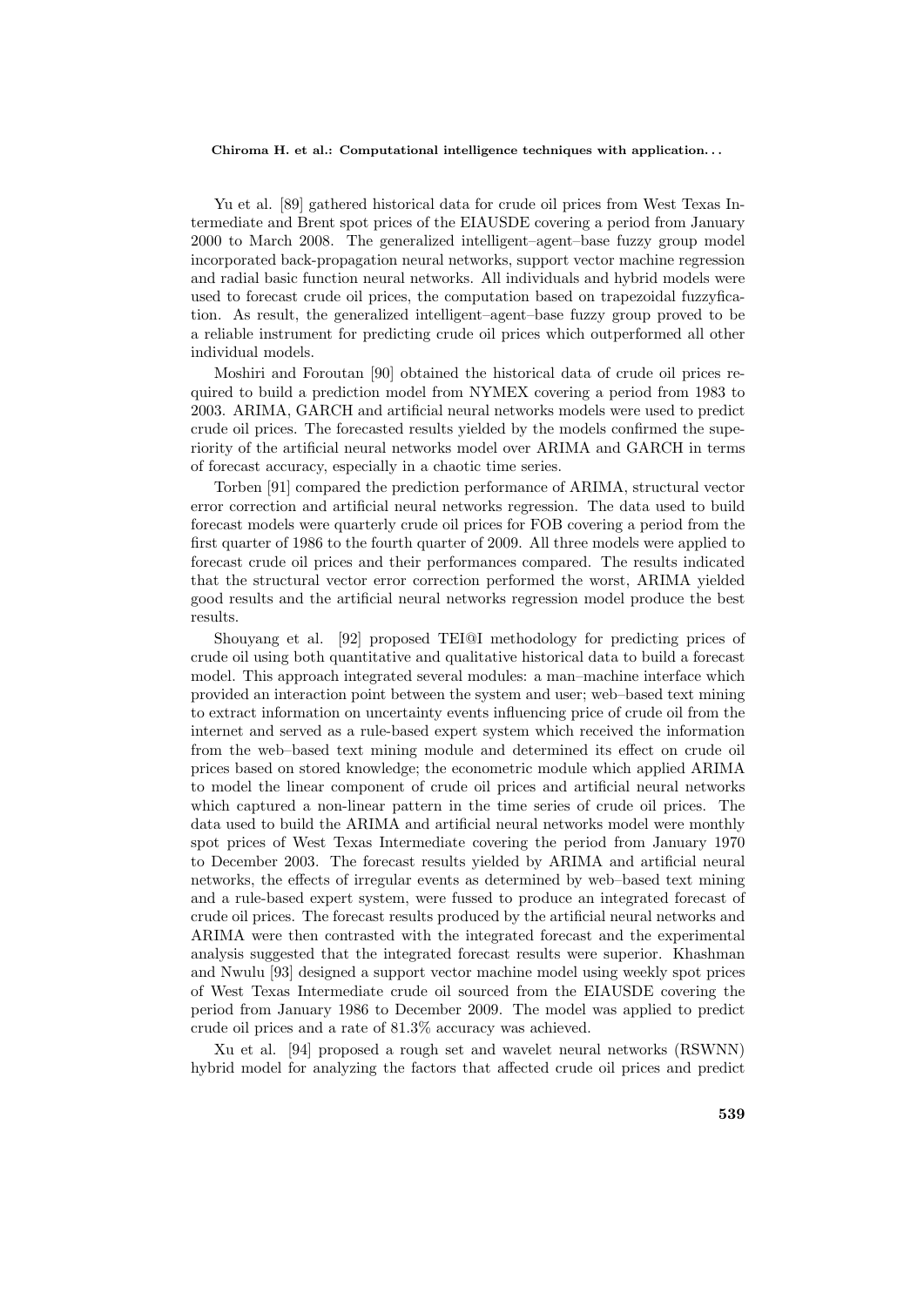Yu et al. [89] gathered historical data for crude oil prices from West Texas Intermediate and Brent spot prices of the EIAUSDE covering a period from January 2000 to March 2008. The generalized intelligent–agent–base fuzzy group model incorporated back-propagation neural networks, support vector machine regression and radial basic function neural networks. All individuals and hybrid models were used to forecast crude oil prices, the computation based on trapezoidal fuzzyfication. As result, the generalized intelligent–agent–base fuzzy group proved to be a reliable instrument for predicting crude oil prices which outperformed all other individual models.

Moshiri and Foroutan [90] obtained the historical data of crude oil prices required to build a prediction model from NYMEX covering a period from 1983 to 2003. ARIMA, GARCH and artificial neural networks models were used to predict crude oil prices. The forecasted results yielded by the models confirmed the superiority of the artificial neural networks model over ARIMA and GARCH in terms of forecast accuracy, especially in a chaotic time series.

Torben [91] compared the prediction performance of ARIMA, structural vector error correction and artificial neural networks regression. The data used to build forecast models were quarterly crude oil prices for FOB covering a period from the first quarter of 1986 to the fourth quarter of 2009. All three models were applied to forecast crude oil prices and their performances compared. The results indicated that the structural vector error correction performed the worst, ARIMA yielded good results and the artificial neural networks regression model produce the best results.

Shouyang et al. [92] proposed TEI@I methodology for predicting prices of crude oil using both quantitative and qualitative historical data to build a forecast model. This approach integrated several modules: a man–machine interface which provided an interaction point between the system and user; web–based text mining to extract information on uncertainty events influencing price of crude oil from the internet and served as a rule-based expert system which received the information from the web–based text mining module and determined its effect on crude oil prices based on stored knowledge; the econometric module which applied ARIMA to model the linear component of crude oil prices and artificial neural networks which captured a non-linear pattern in the time series of crude oil prices. The data used to build the ARIMA and artificial neural networks model were monthly spot prices of West Texas Intermediate covering the period from January 1970 to December 2003. The forecast results yielded by ARIMA and artificial neural networks, the effects of irregular events as determined by web–based text mining and a rule-based expert system, were fussed to produce an integrated forecast of crude oil prices. The forecast results produced by the artificial neural networks and ARIMA were then contrasted with the integrated forecast and the experimental analysis suggested that the integrated forecast results were superior. Khashman and Nwulu [93] designed a support vector machine model using weekly spot prices of West Texas Intermediate crude oil sourced from the EIAUSDE covering the period from January 1986 to December 2009. The model was applied to predict crude oil prices and a rate of 81.3% accuracy was achieved.

Xu et al. [94] proposed a rough set and wavelet neural networks (RSWNN) hybrid model for analyzing the factors that affected crude oil prices and predict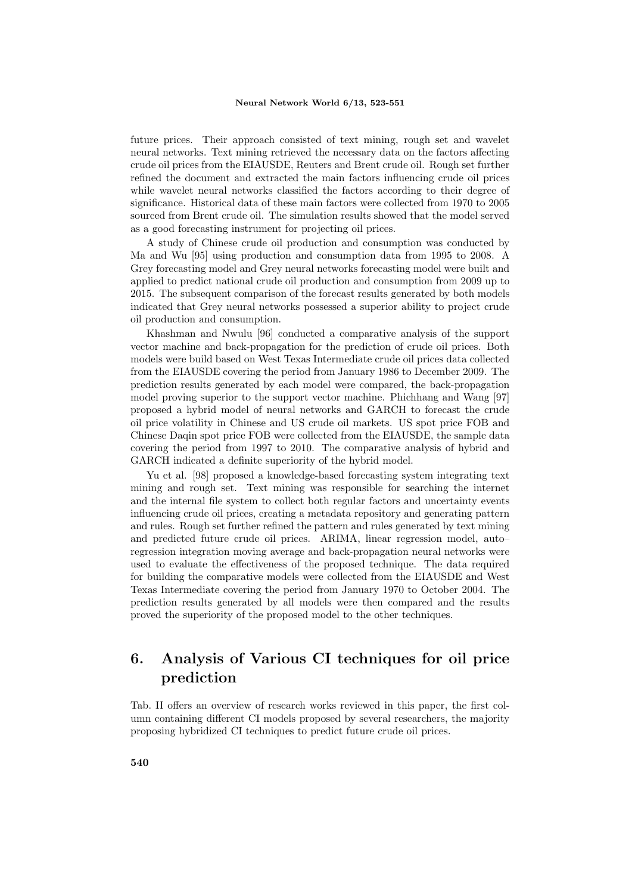future prices. Their approach consisted of text mining, rough set and wavelet neural networks. Text mining retrieved the necessary data on the factors affecting crude oil prices from the EIAUSDE, Reuters and Brent crude oil. Rough set further refined the document and extracted the main factors influencing crude oil prices while wavelet neural networks classified the factors according to their degree of significance. Historical data of these main factors were collected from 1970 to 2005 sourced from Brent crude oil. The simulation results showed that the model served as a good forecasting instrument for projecting oil prices.

A study of Chinese crude oil production and consumption was conducted by Ma and Wu [95] using production and consumption data from 1995 to 2008. A Grey forecasting model and Grey neural networks forecasting model were built and applied to predict national crude oil production and consumption from 2009 up to 2015. The subsequent comparison of the forecast results generated by both models indicated that Grey neural networks possessed a superior ability to project crude oil production and consumption.

Khashman and Nwulu [96] conducted a comparative analysis of the support vector machine and back-propagation for the prediction of crude oil prices. Both models were build based on West Texas Intermediate crude oil prices data collected from the EIAUSDE covering the period from January 1986 to December 2009. The prediction results generated by each model were compared, the back-propagation model proving superior to the support vector machine. Phichhang and Wang [97] proposed a hybrid model of neural networks and GARCH to forecast the crude oil price volatility in Chinese and US crude oil markets. US spot price FOB and Chinese Daqin spot price FOB were collected from the EIAUSDE, the sample data covering the period from 1997 to 2010. The comparative analysis of hybrid and GARCH indicated a definite superiority of the hybrid model.

Yu et al. [98] proposed a knowledge-based forecasting system integrating text mining and rough set. Text mining was responsible for searching the internet and the internal file system to collect both regular factors and uncertainty events influencing crude oil prices, creating a metadata repository and generating pattern and rules. Rough set further refined the pattern and rules generated by text mining and predicted future crude oil prices. ARIMA, linear regression model, auto–regression integration moving average and back-propagation neural networks were used to evaluate the effectiveness of the proposed technique. The data required for building the comparative models were collected from the EIAUSDE and West Texas Intermediate covering the period from January 1970 to October 2004. The prediction results generated by all models were then compared and the results proved the superiority of the proposed model to the other techniques.

# 6. Analysis of Various CI techniques for oil price prediction

Tab. II offers an overview of research works reviewed in this paper, the first column containing different CI models proposed by several researchers, the majority proposing hybridized CI techniques to predict future crude oil prices.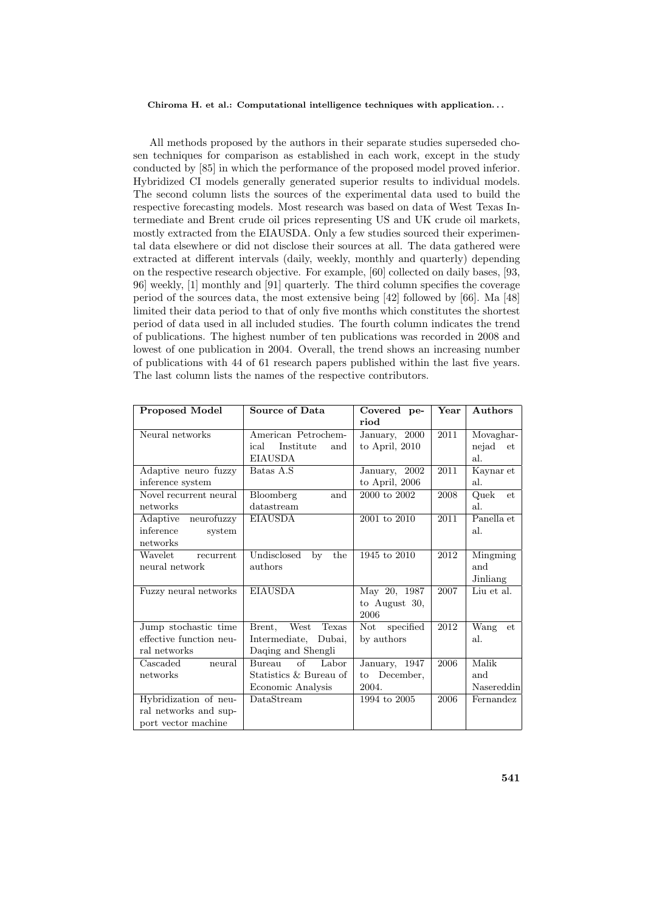All methods proposed by the authors in their separate studies superseded chosen techniques for comparison as established in each work, except in the study conducted by [85] in which the performance of the proposed model proved inferior. Hybridized CI models generally generated superior results to individual models. The second column lists the sources of the experimental data used to build the respective forecasting models. Most research was based on data of West Texas Intermediate and Brent crude oil prices representing US and UK crude oil markets, mostly extracted from the EIAUSDA. Only a few studies sourced their experimental data elsewhere or did not disclose their sources at all. The data gathered were extracted at different intervals (daily, weekly, monthly and quarterly) depending on the respective research objective. For example, [60] collected on daily bases, [93, 96] weekly, [1] monthly and [91] quarterly. The third column specifies the coverage period of the sources data, the most extensive being [42] followed by [66]. Ma [48] limited their data period to that of only five months which constitutes the shortest period of data used in all included studies. The fourth column indicates the trend of publications. The highest number of ten publications was recorded in 2008 and lowest of one publication in 2004. Overall, the trend shows an increasing number of publications with 44 of 61 research papers published within the last five years. The last column lists the names of the respective contributors.

| **Proposed Model** | **Source of Data** | **Covered period** | **Year** | **Authors** |
|---|---|---|---|---|
| Neural networks | American Petrochemical Institute and EIAUSDA | January, 2000 to April, 2010 | 2011 | Movagharnejad et al. |
| Adaptive neuro fuzzy inference system | Batas A.S | January, 2002 to April, 2006 | 2011 | Kaynar et al. |
| Novel recurrent neural networks | Bloomberg and datastream | 2000 to 2002 | 2008 | Quek et al. |
| Adaptive neurofuzzy inference system networks | EIAUSDA | 2001 to 2010 | 2011 | Panella et al. |
| Wavelet recurrent neural network | Undisclosed by the authors | 1945 to 2010 | 2012 | Mingming and Jinliang |
| Fuzzy neural networks | EIAUSDA | May 20, 1987 to August 30, 2006 | 2007 | Liu et al. |
| Jump stochastic time effective function neural networks | Brent, West Texas Intermediate, Dubai, Daqing and Shengli | Not specified by authors | 2012 | Wang et al. |
| Cascaded neural networks | Bureau of Labor Statistics & Bureau of Economic Analysis | January, 1947 to December, 2004. | 2006 | Malik and Nasereddin |
| Hybridization of neural networks and support vector machine | DataStream | 1994 to 2005 | 2006 | Fernandez |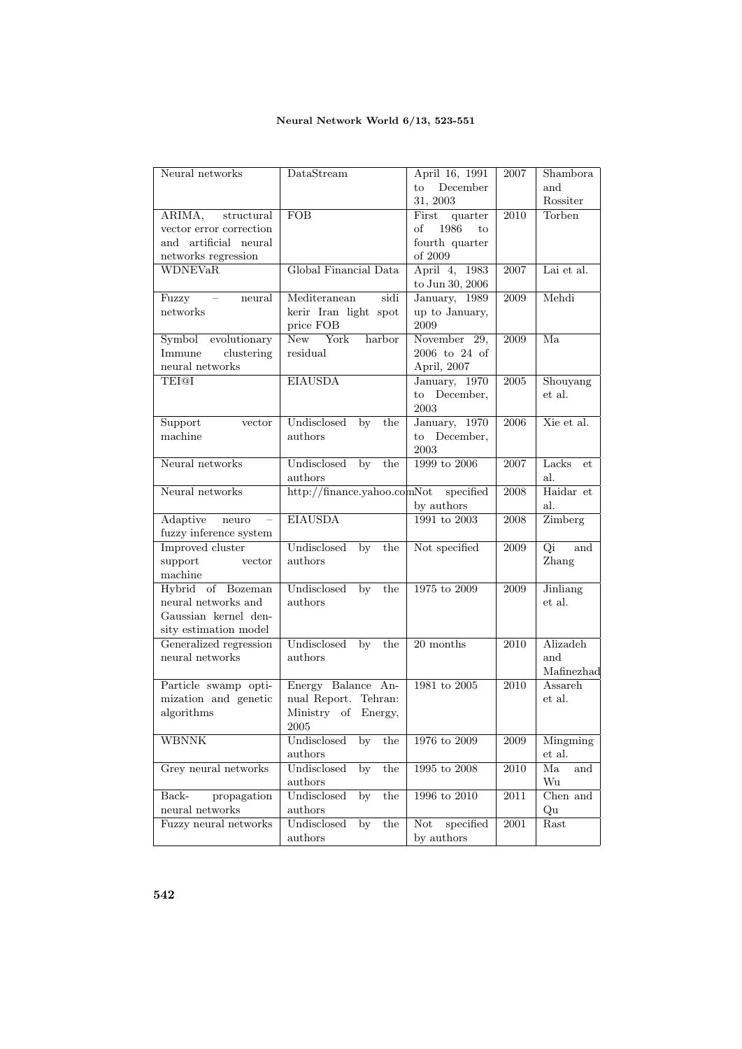| Neural networks | DataStream | April 16, 1991 to December 31, 2003 | 2007 | Shambora and Rossiter |
|---|---|---|---|---|
| ARIMA, structural vector error correction and artificial neural networks regression | FOB | First quarter of 1986 to fourth quarter of 2009 | 2010 | Torben |
| WDNEVaR | Global Financial Data | April 4, 1983 to Jun 30, 2006 | 2007 | Lai et al. |
| Fuzzy – neural networks | Mediteranean sidi kerir Iran light spot price FOB | January, 1989 up to January, 2009 | 2009 | Mehdi |
| Symbol evolutionary Immune clustering neural networks | New York harbor residual | November 29, 2006 to 24 of April, 2007 | 2009 | Ma |
| TEI@I | EIAUSDA | January, 1970 to December, 2003 | 2005 | Shouyang et al. |
| Support vector machine | Undisclosed by the authors | January, 1970 to December, 2003 | 2006 | Xie et al. |
| Neural networks | Undisclosed by the authors | 1999 to 2006 | 2007 | Lacks et al. |
| Neural networks | http://finance.yahoo.com | Not specified by authors | 2008 | Haidar et al. |
| Adaptive neuro – fuzzy inference system | EIAUSDA | 1991 to 2003 | 2008 | Zimberg |
| Improved cluster support vector machine | Undisclosed by the authors | Not specified | 2009 | Qi and Zhang |
| Hybrid of Bozeman neural networks and Gaussian kernel density estimation model | Undisclosed by the authors | 1975 to 2009 | 2009 | Jinliang et al. |
| Generalized regression neural networks | Undisclosed by the authors | 20 months | 2010 | Alizadeh and Mafinezhad |
| Particle swamp optimization and genetic algorithms | Energy Balance Annual Report. Tehran: Ministry of Energy, 2005 | 1981 to 2005 | 2010 | Assareh et al. |
| WBNNK | Undisclosed by the authors | 1976 to 2009 | 2009 | Mingming et al. |
| Grey neural networks | Undisclosed by the authors | 1995 to 2008 | 2010 | Ma and Wu |
| Back-propagation neural networks | Undisclosed by the authors | 1996 to 2010 | 2011 | Chen and Qu |
| Fuzzy neural networks | Undisclosed by the authors | Not specified by authors | 2001 | Rast |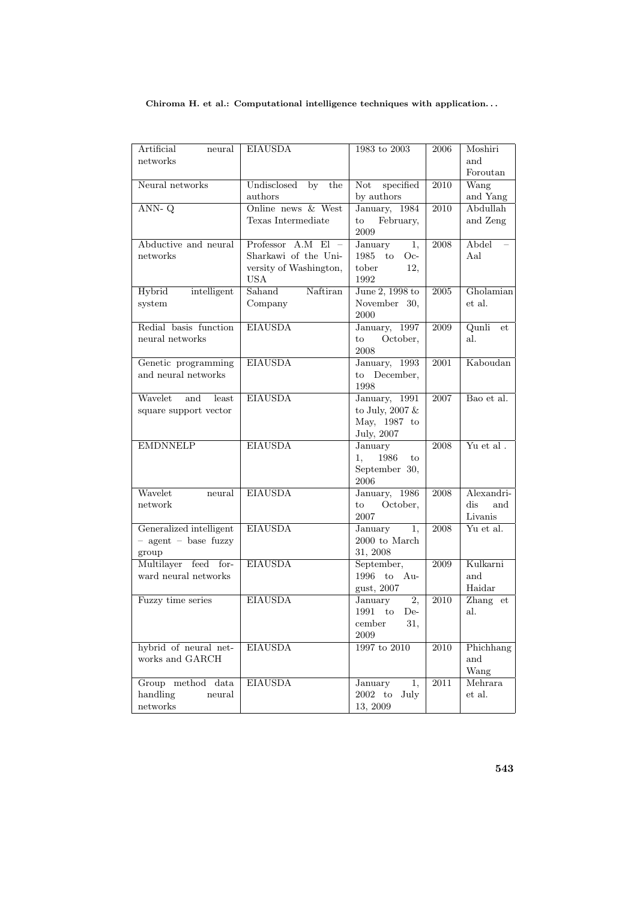| Artificial neural networks | EIAUSDA | 1983 to 2003 | 2006 | Moshiri and Foroutan |
|---|---|---|---|---|
| Neural networks | Undisclosed by the authors | Not specified by authors | 2010 | Wang and Yang |
| ANN- Q | Online news & West Texas Intermediate | January, 1984 to February, 2009 | 2010 | Abdullah and Zeng |
| Abductive and neural networks | Professor A.M El – Sharkawi of the University of Washington, USA | January 1, 1985 to October 12, 1992 | 2008 | Abdel – Aal |
| Hybrid intelligent system | Sahand Naftiran Company | June 2, 1998 to November 30, 2000 | 2005 | Gholamian et al. |
| Redial basis function neural networks | EIAUSDA | January, 1997 to October, 2008 | 2009 | Qunli et al. |
| Genetic programming and neural networks | EIAUSDA | January, 1993 to December, 1998 | 2001 | Kaboudan |
| Wavelet and least square support vector | EIAUSDA | January, 1991 to July, 2007 & May, 1987 to July, 2007 | 2007 | Bao et al. |
| EMDNNELP | EIAUSDA | January 1, 1986 to September 30, 2006 | 2008 | Yu et al . |
| Wavelet neural network | EIAUSDA | January, 1986 to October, 2007 | 2008 | Alexandridis and Livanis |
| Generalized intelligent – agent – base fuzzy group | EIAUSDA | January 1, 2000 to March 31, 2008 | 2008 | Yu et al. |
| Multilayer feed forward neural networks | EIAUSDA | September, 1996 to August, 2007 | 2009 | Kulkarni and Haidar |
| Fuzzy time series | EIAUSDA | January 2, 1991 to December 31, 2009 | 2010 | Zhang et al. |
| hybrid of neural networks and GARCH | EIAUSDA | 1997 to 2010 | 2010 | Phichhang and Wang |
| Group method data handling neural networks | EIAUSDA | January 1, 2002 to July 13, 2009 | 2011 | Mehrara et al. |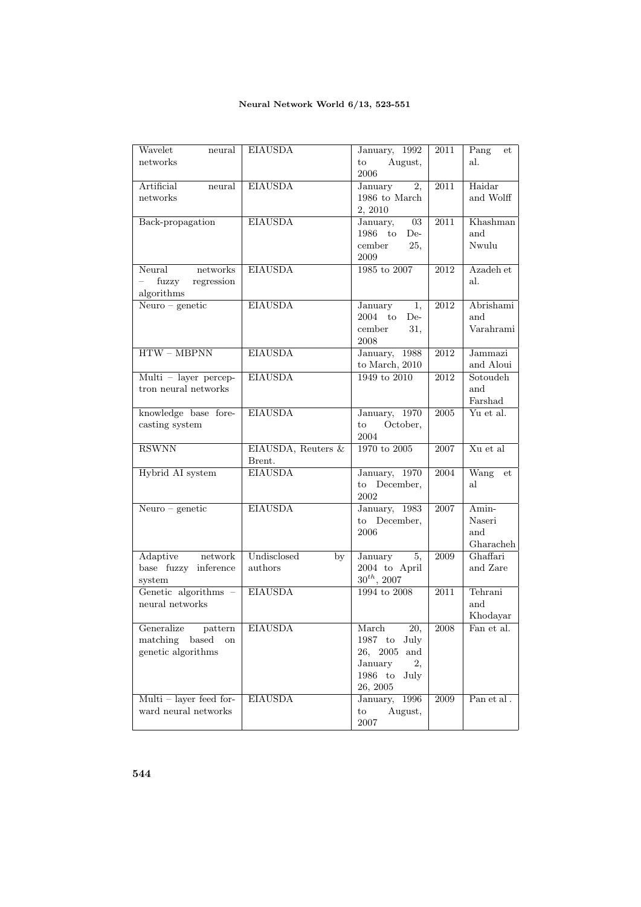| Wavelet neural networks | EIAUSDA | January, 1992 to August, 2006 | 2011 | Pang et al. |
|---|---|---|---|---|
| Artificial neural networks | EIAUSDA | January 2, 1986 to March 2, 2010 | 2011 | Haidar and Wolff |
| Back-propagation | EIAUSDA | January, 03 1986 to December 25, 2009 | 2011 | Khashman and Nwulu |
| Neural networks – fuzzy regression algorithms | EIAUSDA | 1985 to 2007 | 2012 | Azadeh et al. |
| Neuro – genetic | EIAUSDA | January 1, 2004 to December 31, 2008 | 2012 | Abrishami and Varahrami |
| HTW – MBPNN | EIAUSDA | January, 1988 to March, 2010 | 2012 | Jammazi and Aloui |
| Multi – layer perceptron neural networks | EIAUSDA | 1949 to 2010 | 2012 | Sotoudeh and Farshad |
| knowledge base forecasting system | EIAUSDA | January, 1970 to October, 2004 | 2005 | Yu et al. |
| RSWNN | EIAUSDA, Reuters & Brent. | 1970 to 2005 | 2007 | Xu et al |
| Hybrid AI system | EIAUSDA | January, 1970 to December, 2002 | 2004 | Wang et al |
| Neuro – genetic | EIAUSDA | January, 1983 to December, 2006 | 2007 | Amin-Naseri and Gharacheh |
| Adaptive network base fuzzy inference system | Undisclosed by authors | January 5, 2004 to April $30^{th}$, 2007 | 2009 | Ghaffari and Zare |
| Genetic algorithms – neural networks | EIAUSDA | 1994 to 2008 | 2011 | Tehrani and Khodayar |
| Generalize pattern matching based on genetic algorithms | EIAUSDA | March 20, 1987 to July 26, 2005 and January 2, 1986 to July 26, 2005 | 2008 | Fan et al. |
| Multi – layer feed forward neural networks | EIAUSDA | January, 1996 to August, 2007 | 2009 | Pan et al . |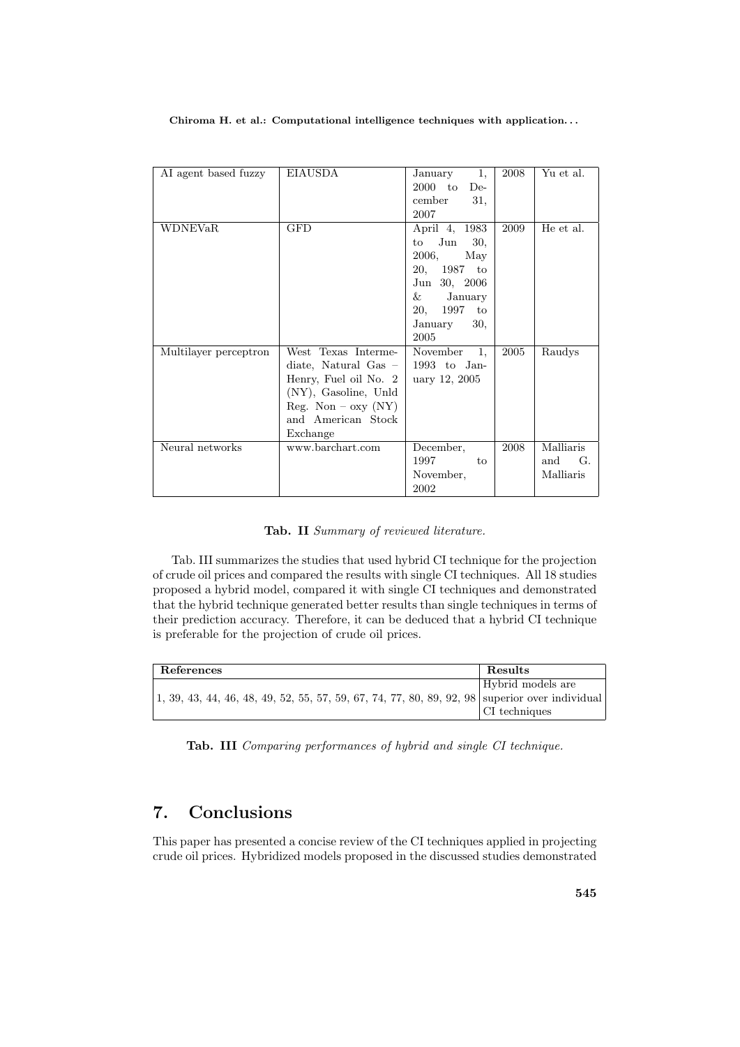| AI agent based fuzzy | EIAUSDA | January 1, 2000 to December 31, 2007 | 2008 | Yu et al. |
|---|---|---|---|---|
| WDNEVaR | GFD | April 4, 1983 to Jun 30, 2006, May 20, 1987 to Jun 30, 2006 & January 20, 1997 to January 30, 2005 | 2009 | He et al. |
| Multilayer perceptron | West Texas Intermediate, Natural Gas – Henry, Fuel oil No. 2 (NY), Gasoline, Unld Reg. Non – oxy (NY) and American Stock Exchange | November 1, 1993 to January 12, 2005 | 2005 | Raudys |
| Neural networks | www.barchart.com | December, 1997 to November, 2002 | 2008 | Malliaris and G. Malliaris |

**Tab. II** *Summary of reviewed literature.*

Tab. III summarizes the studies that used hybrid CI technique for the projection of crude oil prices and compared the results with single CI techniques. All 18 studies proposed a hybrid model, compared it with single CI techniques and demonstrated that the hybrid technique generated better results than single techniques in terms of their prediction accuracy. Therefore, it can be deduced that a hybrid CI technique is preferable for the projection of crude oil prices.

| References | Results |
|---|---|
| 1, 39, 43, 44, 46, 48, 49, 52, 55, 57, 59, 67, 74, 77, 80, 89, 92, 98 | Hybrid models are superior over individual CI techniques |

**Tab. III** *Comparing performances of hybrid and single CI technique.*

## 7. Conclusions

This paper has presented a concise review of the CI techniques applied in projecting crude oil prices. Hybridized models proposed in the discussed studies demonstrated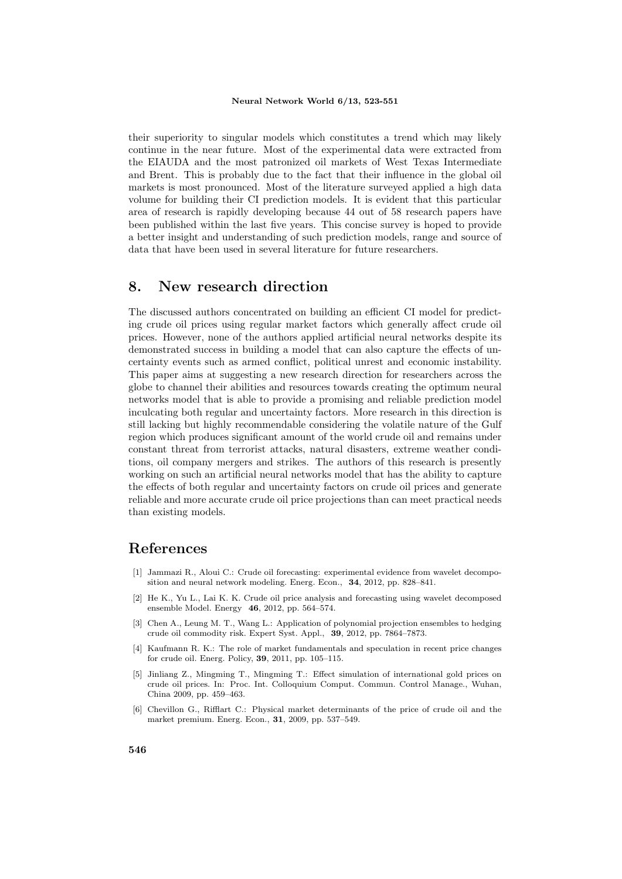their superiority to singular models which constitutes a trend which may likely continue in the near future. Most of the experimental data were extracted from the EIAUDA and the most patronized oil markets of West Texas Intermediate and Brent. This is probably due to the fact that their influence in the global oil markets is most pronounced. Most of the literature surveyed applied a high data volume for building their CI prediction models. It is evident that this particular area of research is rapidly developing because 44 out of 58 research papers have been published within the last five years. This concise survey is hoped to provide a better insight and understanding of such prediction models, range and source of data that have been used in several literature for future researchers.

## 8. New research direction

The discussed authors concentrated on building an efficient CI model for predicting crude oil prices using regular market factors which generally affect crude oil prices. However, none of the authors applied artificial neural networks despite its demonstrated success in building a model that can also capture the effects of uncertainty events such as armed conflict, political unrest and economic instability. This paper aims at suggesting a new research direction for researchers across the globe to channel their abilities and resources towards creating the optimum neural networks model that is able to provide a promising and reliable prediction model inculcating both regular and uncertainty factors. More research in this direction is still lacking but highly recommendable considering the volatile nature of the Gulf region which produces significant amount of the world crude oil and remains under constant threat from terrorist attacks, natural disasters, extreme weather conditions, oil company mergers and strikes. The authors of this research is presently working on such an artificial neural networks model that has the ability to capture the effects of both regular and uncertainty factors on crude oil prices and generate reliable and more accurate crude oil price projections than can meet practical needs than existing models.

## References

[1] Jammazi R., Aloui C.: Crude oil forecasting: experimental evidence from wavelet decomposition and neural network modeling. Energ. Econ., **34**, 2012, pp. 828–841.

[2] He K., Yu L., Lai K. K. Crude oil price analysis and forecasting using wavelet decomposed ensemble Model. Energy **46**, 2012, pp. 564–574.

[3] Chen A., Leung M. T., Wang L.: Application of polynomial projection ensembles to hedging crude oil commodity risk. Expert Syst. Appl., **39**, 2012, pp. 7864–7873.

[4] Kaufmann R. K.: The role of market fundamentals and speculation in recent price changes for crude oil. Energ. Policy, **39**, 2011, pp. 105–115.

[5] Jinliang Z., Mingming T., Mingming T.: Effect simulation of international gold prices on crude oil prices. In: Proc. Int. Colloquium Comput. Commun. Control Manage., Wuhan, China 2009, pp. 459–463.

[6] Chevillon G., Rifflart C.: Physical market determinants of the price of crude oil and the market premium. Energ. Econ., **31**, 2009, pp. 537–549.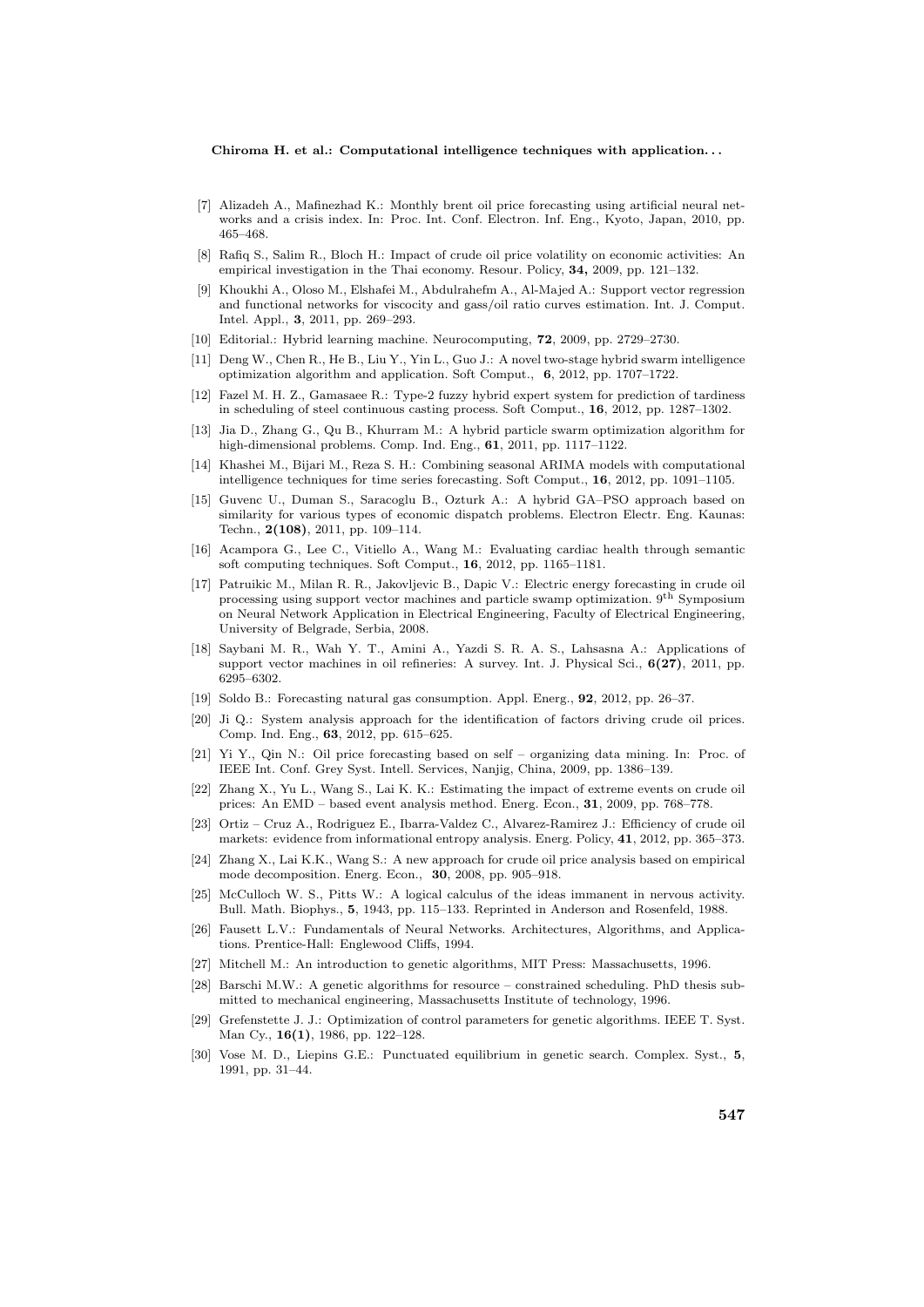[7] Alizadeh A., Mafinezhad K.: Monthly brent oil price forecasting using artificial neural networks and a crisis index. In: Proc. Int. Conf. Electron. Inf. Eng., Kyoto, Japan, 2010, pp. 465–468.

[8] Rafiq S., Salim R., Bloch H.: Impact of crude oil price volatility on economic activities: An empirical investigation in the Thai economy. Resour. Policy, **34,** 2009, pp. 121–132.

[9] Khoukhi A., Oloso M., Elshafei M., Abdulrahefm A., Al-Majed A.: Support vector regression and functional networks for viscocity and gass/oil ratio curves estimation. Int. J. Comput. Intel. Appl., **3**, 2011, pp. 269–293.

[10] Editorial.: Hybrid learning machine. Neurocomputing, **72**, 2009, pp. 2729–2730.

[11] Deng W., Chen R., He B., Liu Y., Yin L., Guo J.: A novel two-stage hybrid swarm intelligence optimization algorithm and application. Soft Comput., **6**, 2012, pp. 1707–1722.

[12] Fazel M. H. Z., Gamasaee R.: Type-2 fuzzy hybrid expert system for prediction of tardiness in scheduling of steel continuous casting process. Soft Comput., **16**, 2012, pp. 1287–1302.

[13] Jia D., Zhang G., Qu B., Khurram M.: A hybrid particle swarm optimization algorithm for high-dimensional problems. Comp. Ind. Eng., **61**, 2011, pp. 1117–1122.

[14] Khashei M., Bijari M., Reza S. H.: Combining seasonal ARIMA models with computational intelligence techniques for time series forecasting. Soft Comput., **16**, 2012, pp. 1091–1105.

[15] Guvenc U., Duman S., Saracoglu B., Ozturk A.: A hybrid GA–PSO approach based on similarity for various types of economic dispatch problems. Electron Electr. Eng. Kaunas: Techn., **2(108)**, 2011, pp. 109–114.

[16] Acampora G., Lee C., Vitiello A., Wang M.: Evaluating cardiac health through semantic soft computing techniques. Soft Comput., **16**, 2012, pp. 1165–1181.

[17] Patruikic M., Milan R. R., Jakovljevic B., Dapic V.: Electric energy forecasting in crude oil processing using support vector machines and particle swamp optimization. 9th Symposium on Neural Network Application in Electrical Engineering, Faculty of Electrical Engineering, University of Belgrade, Serbia, 2008.

[18] Saybani M. R., Wah Y. T., Amini A., Yazdi S. R. A. S., Lahsasna A.: Applications of support vector machines in oil refineries: A survey. Int. J. Physical Sci., **6(27)**, 2011, pp. 6295–6302.

[19] Soldo B.: Forecasting natural gas consumption. Appl. Energ., **92**, 2012, pp. 26–37.

[20] Ji Q.: System analysis approach for the identification of factors driving crude oil prices. Comp. Ind. Eng., **63**, 2012, pp. 615–625.

[21] Yi Y., Qin N.: Oil price forecasting based on self – organizing data mining. In: Proc. of IEEE Int. Conf. Grey Syst. Intell. Services, Nanjig, China, 2009, pp. 1386–139.

[22] Zhang X., Yu L., Wang S., Lai K. K.: Estimating the impact of extreme events on crude oil prices: An EMD – based event analysis method. Energ. Econ., **31**, 2009, pp. 768–778.

[23] Ortiz – Cruz A., Rodriguez E., Ibarra-Valdez C., Alvarez-Ramirez J.: Efficiency of crude oil markets: evidence from informational entropy analysis. Energ. Policy, **41**, 2012, pp. 365–373.

[24] Zhang X., Lai K.K., Wang S.: A new approach for crude oil price analysis based on empirical mode decomposition. Energ. Econ., **30**, 2008, pp. 905–918.

[25] McCulloch W. S., Pitts W.: A logical calculus of the ideas immanent in nervous activity. Bull. Math. Biophys., **5**, 1943, pp. 115–133. Reprinted in Anderson and Rosenfeld, 1988.

[26] Fausett L.V.: Fundamentals of Neural Networks. Architectures, Algorithms, and Applications. Prentice-Hall: Englewood Cliffs, 1994.

[27] Mitchell M.: An introduction to genetic algorithms, MIT Press: Massachusetts, 1996.

[28] Barschi M.W.: A genetic algorithms for resource – constrained scheduling. PhD thesis submitted to mechanical engineering, Massachusetts Institute of technology, 1996.

[29] Grefenstette J. J.: Optimization of control parameters for genetic algorithms. IEEE T. Syst. Man Cy., **16(1)**, 1986, pp. 122–128.

[30] Vose M. D., Liepins G.E.: Punctuated equilibrium in genetic search. Complex. Syst., **5**, 1991, pp. 31–44.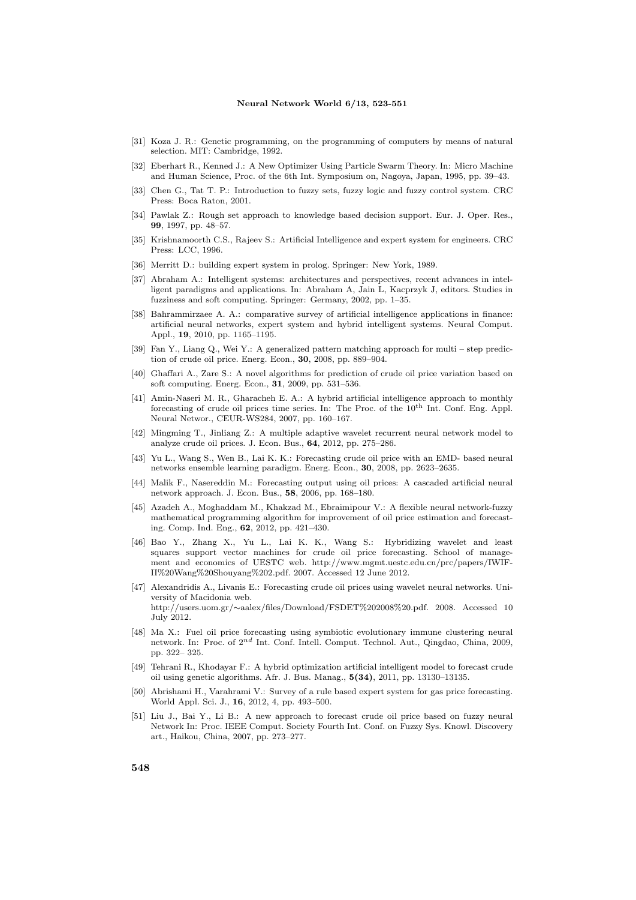[31] Koza J. R.: Genetic programming, on the programming of computers by means of natural selection. MIT: Cambridge, 1992.

[32] Eberhart R., Kenned J.: A New Optimizer Using Particle Swarm Theory. In: Micro Machine and Human Science, Proc. of the 6th Int. Symposium on, Nagoya, Japan, 1995, pp. 39–43.

[33] Chen G., Tat T. P.: Introduction to fuzzy sets, fuzzy logic and fuzzy control system. CRC Press: Boca Raton, 2001.

[34] Pawlak Z.: Rough set approach to knowledge based decision support. Eur. J. Oper. Res., **99**, 1997, pp. 48–57.

[35] Krishnamoorth C.S., Rajeev S.: Artificial Intelligence and expert system for engineers. CRC Press: LCC, 1996.

[36] Merritt D.: building expert system in prolog. Springer: New York, 1989.

[37] Abraham A.: Intelligent systems: architectures and perspectives, recent advances in intelligent paradigms and applications. In: Abraham A, Jain L, Kacprzyk J, editors. Studies in fuzziness and soft computing. Springer: Germany, 2002, pp. 1–35.

[38] Bahrammirzaee A. A.: comparative survey of artificial intelligence applications in finance: artificial neural networks, expert system and hybrid intelligent systems. Neural Comput. Appl., **19**, 2010, pp. 1165–1195.

[39] Fan Y., Liang Q., Wei Y.: A generalized pattern matching approach for multi – step prediction of crude oil price. Energ. Econ., **30**, 2008, pp. 889–904.

[40] Ghaffari A., Zare S.: A novel algorithms for prediction of crude oil price variation based on soft computing. Energ. Econ., **31**, 2009, pp. 531–536.

[41] Amin-Naseri M. R., Gharacheh E. A.: A hybrid artificial intelligence approach to monthly forecasting of crude oil prices time series. In: The Proc. of the 10th Int. Conf. Eng. Appl. Neural Networ., CEUR-WS284, 2007, pp. 160–167.

[42] Mingming T., Jinliang Z.: A multiple adaptive wavelet recurrent neural network model to analyze crude oil prices. J. Econ. Bus., **64**, 2012, pp. 275–286.

[43] Yu L., Wang S., Wen B., Lai K. K.: Forecasting crude oil price with an EMD- based neural networks ensemble learning paradigm. Energ. Econ., **30**, 2008, pp. 2623–2635.

[44] Malik F., Nasereddin M.: Forecasting output using oil prices: A cascaded artificial neural network approach. J. Econ. Bus., **58**, 2006, pp. 168–180.

[45] Azadeh A., Moghaddam M., Khakzad M., Ebraimipour V.: A flexible neural network-fuzzy mathematical programming algorithm for improvement of oil price estimation and forecasting. Comp. Ind. Eng., **62**, 2012, pp. 421–430.

[46] Bao Y., Zhang X., Yu L., Lai K. K., Wang S.: Hybridizing wavelet and least squares support vector machines for crude oil price forecasting. School of management and economics of UESTC web. http://www.mgmt.uestc.edu.cn/prc/papers/IWIF-II%20Wang%20Shouyang%202.pdf. 2007. Accessed 12 June 2012.

[47] Alexandridis A., Livanis E.: Forecasting crude oil prices using wavelet neural networks. University of Macidonia web. http://users.uom.gr/∼aalex/files/Download/FSDET%202008%20.pdf. 2008. Accessed 10 July 2012.

[48] Ma X.: Fuel oil price forecasting using symbiotic evolutionary immune clustering neural network. In: Proc. of 2nd Int. Conf. Intell. Comput. Technol. Aut., Qingdao, China, 2009, pp. 322– 325.

[49] Tehrani R., Khodayar F.: A hybrid optimization artificial intelligent model to forecast crude oil using genetic algorithms. Afr. J. Bus. Manag., **5(34)**, 2011, pp. 13130–13135.

[50] Abrishami H., Varahrami V.: Survey of a rule based expert system for gas price forecasting. World Appl. Sci. J., **16**, 2012, 4, pp. 493–500.

[51] Liu J., Bai Y., Li B.: A new approach to forecast crude oil price based on fuzzy neural Network In: Proc. IEEE Comput. Society Fourth Int. Conf. on Fuzzy Sys. Knowl. Discovery art., Haikou, China, 2007, pp. 273–277.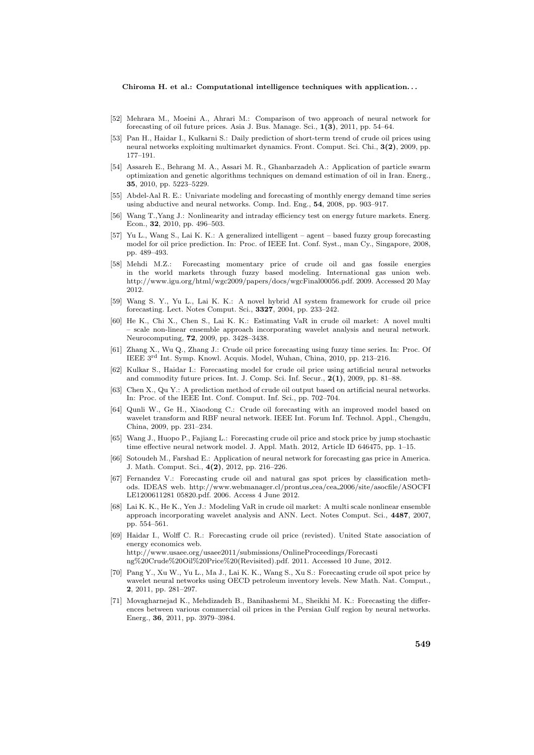[52] Mehrara M., Moeini A., Ahrari M.: Comparison of two approach of neural network for forecasting of oil future prices. Asia J. Bus. Manage. Sci., **1(3)**, 2011, pp. 54–64.

[53] Pan H., Haidar I., Kulkarni S.: Daily prediction of short-term trend of crude oil prices using neural networks exploiting multimarket dynamics. Front. Comput. Sci. Chi., **3(2)**, 2009, pp. 177–191.

[54] Assareh E., Behrang M. A., Assari M. R., Ghanbarzadeh A.: Application of particle swarm optimization and genetic algorithms techniques on demand estimation of oil in Iran. Energ., **35**, 2010, pp. 5223–5229.

[55] Abdel-Aal R. E.: Univariate modeling and forecasting of monthly energy demand time series using abductive and neural networks. Comp. Ind. Eng., **54**, 2008, pp. 903–917.

[56] Wang T.,Yang J.: Nonlinearity and intraday efficiency test on energy future markets. Energ. Econ., **32**, 2010, pp. 496–503.

[57] Yu L., Wang S., Lai K. K.: A generalized intelligent – agent – based fuzzy group forecasting model for oil price prediction. In: Proc. of IEEE Int. Conf. Syst., man Cy., Singapore, 2008, pp. 489–493.

[58] Mehdi M.Z.: Forecasting momentary price of crude oil and gas fossile energies in the world markets through fuzzy based modeling. International gas union web. http://www.igu.org/html/wgc2009/papers/docs/wgcFinal00056.pdf. 2009. Accessed 20 May 2012.

[59] Wang S. Y., Yu L., Lai K. K.: A novel hybrid AI system framework for crude oil price forecasting. Lect. Notes Comput. Sci., **3327**, 2004, pp. 233–242.

[60] He K., Chi X., Chen S., Lai K. K.: Estimating VaR in crude oil market: A novel multi – scale non-linear ensemble approach incorporating wavelet analysis and neural network. Neurocomputing, **72**, 2009, pp. 3428–3438.

[61] Zhang X., Wu Q., Zhang J.: Crude oil price forecasting using fuzzy time series. In: Proc. Of IEEE 3rd Int. Symp. Knowl. Acquis. Model, Wuhan, China, 2010, pp. 213–216.

[62] Kulkar S., Haidar I.: Forecasting model for crude oil price using artificial neural networks and commodity future prices. Int. J. Comp. Sci. Inf. Secur., **2(1)**, 2009, pp. 81–88.

[63] Chen X., Qu Y.: A prediction method of crude oil output based on artificial neural networks. In: Proc. of the IEEE Int. Conf. Comput. Inf. Sci., pp. 702–704.

[64] Qunli W., Ge H., Xiaodong C.: Crude oil forecasting with an improved model based on wavelet transform and RBF neural network. IEEE Int. Forum Inf. Technol. Appl., Chengdu, China, 2009, pp. 231–234.

[65] Wang J., Huopo P., Fajiang L.: Forecasting crude oil price and stock price by jump stochastic time effective neural network model. J. Appl. Math. 2012, Article ID 646475, pp. 1–15.

[66] Sotoudeh M., Farshad E.: Application of neural network for forecasting gas price in America. J. Math. Comput. Sci., **4(2)**, 2012, pp. 216–226.

[67] Fernandez V.: Forecasting crude oil and natural gas spot prices by classification methods. IDEAS web. http://www.webmanager.cl/prontus_cea/cea_2006/site/asocfile/ASOCFILE1200611281 05820.pdf. 2006. Access 4 June 2012.

[68] Lai K. K., He K., Yen J.: Modeling VaR in crude oil market: A multi scale nonlinear ensemble approach incorporating wavelet analysis and ANN. Lect. Notes Comput. Sci., **4487**, 2007, pp. 554–561.

[69] Haidar I., Wolff C. R.: Forecasting crude oil price (revisted). United State association of energy economics web. http://www.usaee.org/usaee2011/submissions/OnlineProceedings/Forecasting%20Crude%20Oil%20Price%20(Revisited).pdf. 2011. Accessed 10 June, 2012.

[70] Pang Y., Xu W., Yu L., Ma J., Lai K. K., Wang S., Xu S.: Forecasting crude oil spot price by wavelet neural networks using OECD petroleum inventory levels. New Math. Nat. Comput., **2**, 2011, pp. 281–297.

[71] Movagharnejad K., Mehdizadeh B., Banihashemi M., Sheikhi M. K.: Forecasting the differences between various commercial oil prices in the Persian Gulf region by neural networks. Energ., **36**, 2011, pp. 3979–3984.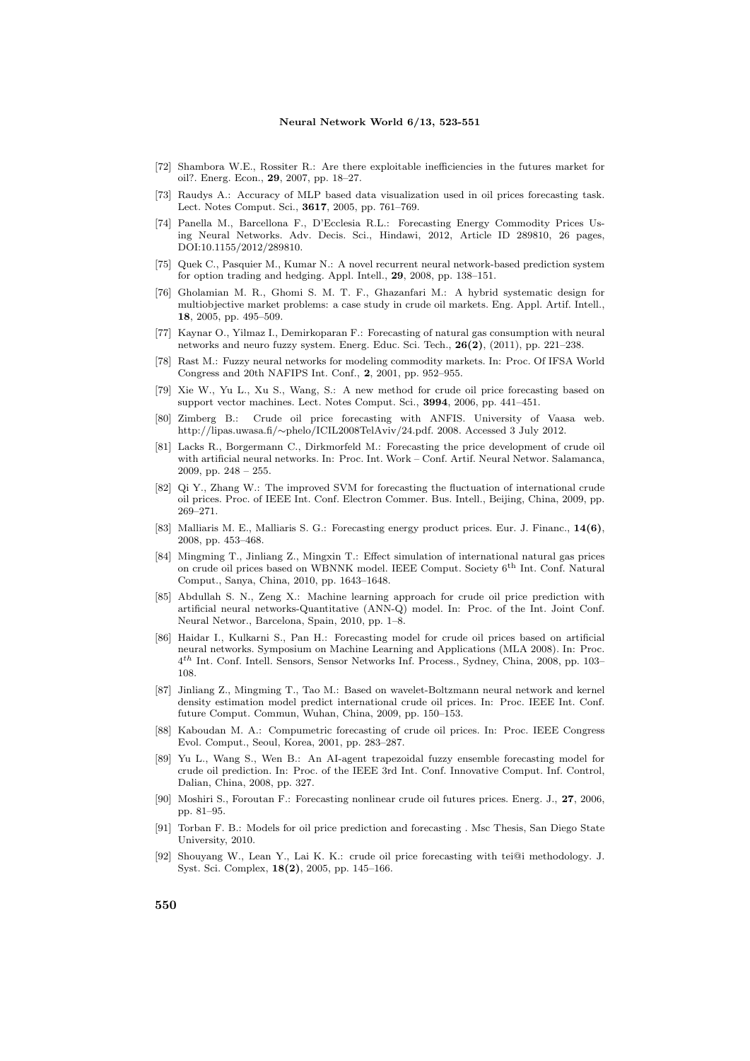[72] Shambora W.E., Rossiter R.: Are there exploitable inefficiencies in the futures market for oil?. Energ. Econ., **29**, 2007, pp. 18–27.

[73] Raudys A.: Accuracy of MLP based data visualization used in oil prices forecasting task. Lect. Notes Comput. Sci., **3617**, 2005, pp. 761–769.

[74] Panella M., Barcellona F., D'Ecclesia R.L.: Forecasting Energy Commodity Prices Using Neural Networks. Adv. Decis. Sci., Hindawi, 2012, Article ID 289810, 26 pages, DOI:10.1155/2012/289810.

[75] Quek C., Pasquier M., Kumar N.: A novel recurrent neural network-based prediction system for option trading and hedging. Appl. Intell., **29**, 2008, pp. 138–151.

[76] Gholamian M. R., Ghomi S. M. T. F., Ghazanfari M.: A hybrid systematic design for multiobjective market problems: a case study in crude oil markets. Eng. Appl. Artif. Intell., **18**, 2005, pp. 495–509.

[77] Kaynar O., Yilmaz I., Demirkoparan F.: Forecasting of natural gas consumption with neural networks and neuro fuzzy system. Energ. Educ. Sci. Tech., **26(2)**, (2011), pp. 221–238.

[78] Rast M.: Fuzzy neural networks for modeling commodity markets. In: Proc. Of IFSA World Congress and 20th NAFIPS Int. Conf., **2**, 2001, pp. 952–955.

[79] Xie W., Yu L., Xu S., Wang, S.: A new method for crude oil price forecasting based on support vector machines. Lect. Notes Comput. Sci., **3994**, 2006, pp. 441–451.

[80] Zimberg B.: Crude oil price forecasting with ANFIS. University of Vaasa web. http://lipas.uwasa.fi/∼phelo/ICIL2008TelAviv/24.pdf. 2008. Accessed 3 July 2012.

[81] Lacks R., Borgermann C., Dirkmorfeld M.: Forecasting the price development of crude oil with artificial neural networks. In: Proc. Int. Work – Conf. Artif. Neural Networ. Salamanca, 2009, pp. 248 – 255.

[82] Qi Y., Zhang W.: The improved SVM for forecasting the fluctuation of international crude oil prices. Proc. of IEEE Int. Conf. Electron Commer. Bus. Intell., Beijing, China, 2009, pp. 269–271.

[83] Malliaris M. E., Malliaris S. G.: Forecasting energy product prices. Eur. J. Financ., **14(6)**, 2008, pp. 453–468.

[84] Mingming T., Jinliang Z., Mingxin T.: Effect simulation of international natural gas prices on crude oil prices based on WBNNK model. IEEE Comput. Society 6$^{\text{th}}$ Int. Conf. Natural Comput., Sanya, China, 2010, pp. 1643–1648.

[85] Abdullah S. N., Zeng X.: Machine learning approach for crude oil price prediction with artificial neural networks-Quantitative (ANN-Q) model. In: Proc. of the Int. Joint Conf. Neural Networ., Barcelona, Spain, 2010, pp. 1–8.

[86] Haidar I., Kulkarni S., Pan H.: Forecasting model for crude oil prices based on artificial neural networks. Symposium on Machine Learning and Applications (MLA 2008). In: Proc. 4$^{th}$ Int. Conf. Intell. Sensors, Sensor Networks Inf. Process., Sydney, China, 2008, pp. 103–108.

[87] Jinliang Z., Mingming T., Tao M.: Based on wavelet-Boltzmann neural network and kernel density estimation model predict international crude oil prices. In: Proc. IEEE Int. Conf. future Comput. Commun, Wuhan, China, 2009, pp. 150–153.

[88] Kaboudan M. A.: Compumetric forecasting of crude oil prices. In: Proc. IEEE Congress Evol. Comput., Seoul, Korea, 2001, pp. 283–287.

[89] Yu L., Wang S., Wen B.: An AI-agent trapezoidal fuzzy ensemble forecasting model for crude oil prediction. In: Proc. of the IEEE 3rd Int. Conf. Innovative Comput. Inf. Control, Dalian, China, 2008, pp. 327.

[90] Moshiri S., Foroutan F.: Forecasting nonlinear crude oil futures prices. Energ. J., **27**, 2006, pp. 81–95.

[91] Torban F. B.: Models for oil price prediction and forecasting . Msc Thesis, San Diego State University, 2010.

[92] Shouyang W., Lean Y., Lai K. K.: crude oil price forecasting with tei@i methodology. J. Syst. Sci. Complex, **18(2)**, 2005, pp. 145–166.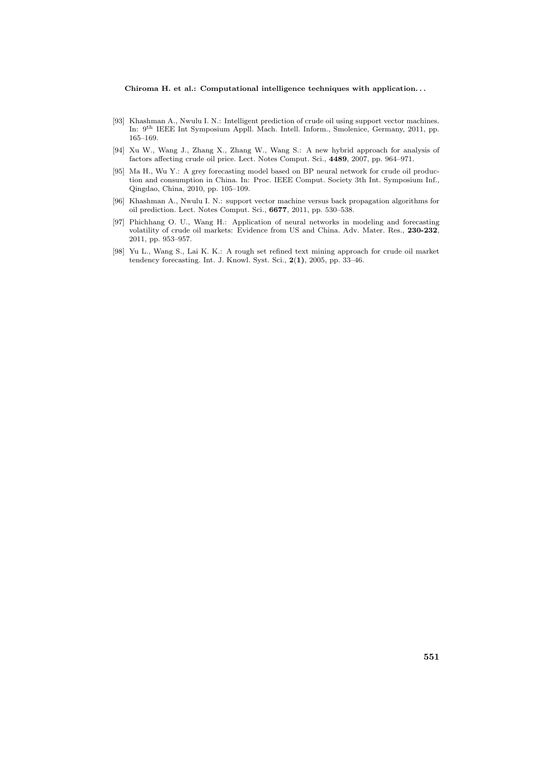[93] Khashman A., Nwulu I. N.: Intelligent prediction of crude oil using support vector machines. In: 9$^{th}$ IEEE Int Symposium Appll. Mach. Intell. Inform., Smolenice, Germany, 2011, pp. 165–169.

[94] Xu W., Wang J., Zhang X., Zhang W., Wang S.: A new hybrid approach for analysis of factors affecting crude oil price. Lect. Notes Comput. Sci., **4489**, 2007, pp. 964–971.

[95] Ma H., Wu Y.: A grey forecasting model based on BP neural network for crude oil production and consumption in China. In: Proc. IEEE Comput. Society 3th Int. Symposium Inf., Qingdao, China, 2010, pp. 105–109.

[96] Khashman A., Nwulu I. N.: support vector machine versus back propagation algorithms for oil prediction. Lect. Notes Comput. Sci., **6677**, 2011, pp. 530–538.

[97] Phichhang O. U., Wang H.: Application of neural networks in modeling and forecasting volatility of crude oil markets: Evidence from US and China. Adv. Mater. Res., **230-232**, 2011, pp. 953–957.

[98] Yu L., Wang S., Lai K. K.: A rough set refined text mining approach for crude oil market tendency forecasting. Int. J. Knowl. Syst. Sci., **2(1)**, 2005, pp. 33–46.